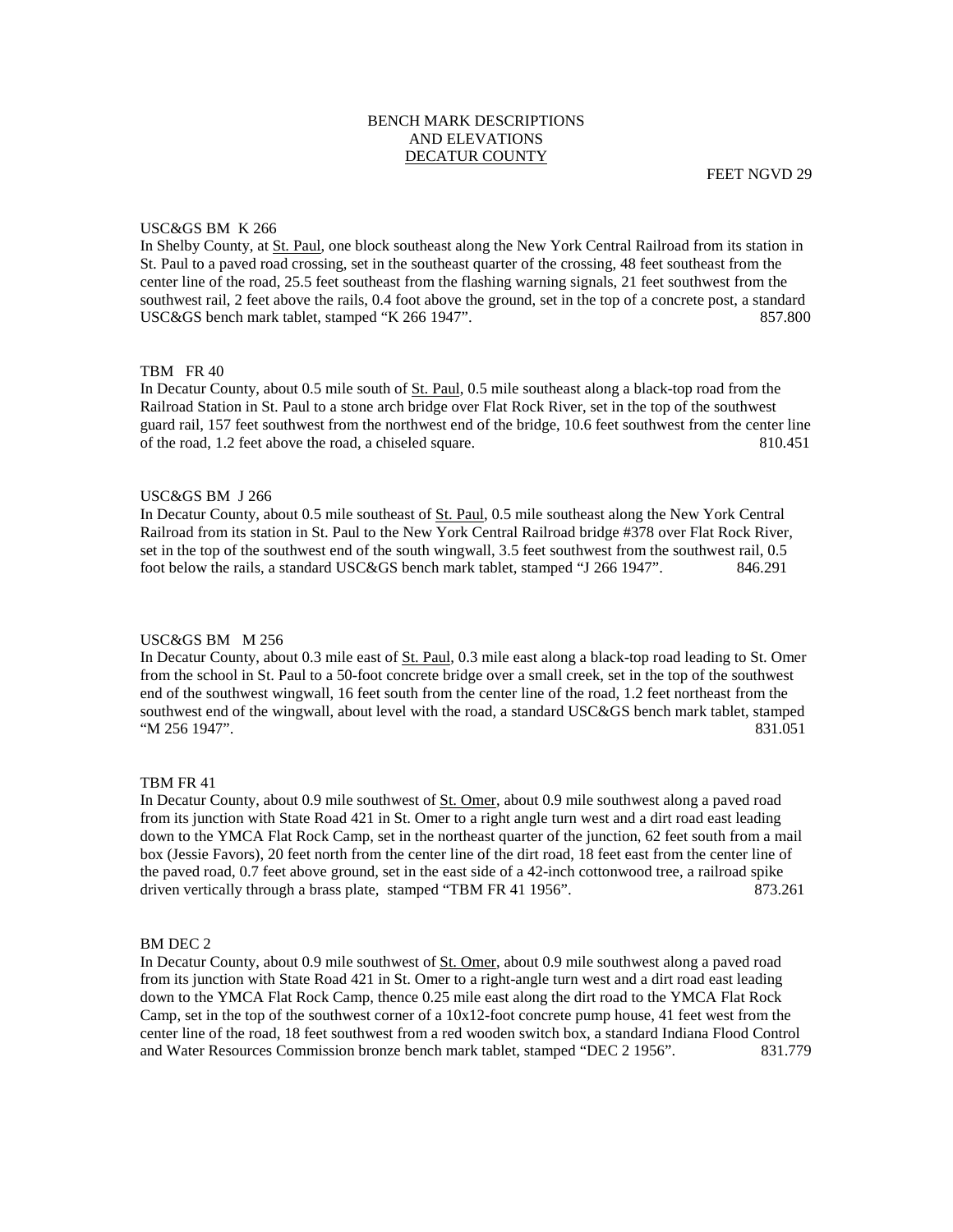# BENCH MARK DESCRIPTIONS AND ELEVATIONS

## <u>DECATUR COUNTY</u>

FEET NGVD 29

USC&GS BM K 266

In Shelby County, at <u>St. Paul</u>, one block southeast along the New York Central Railroad from its station in St. Paul to a paved road crossing, set in the southeast quarter of the crossing, 48 feet southeast from the center line of the road, 25.5 feet southeast from the flashing warning signals, 21 feet southwest from the southwest rail, 2 feet above the rails, 0.4 foot above the ground, set in the top of a concrete post, a standard USC&GS bench mark tablet, stamped "K 266 1947". 857.800

TBM FR 40

In Decatur County, about 0.5 mile south of <u>St. Paul</u>, 0.5 mile southeast along a black-top road from the Railroad Station in St. Paul to a stone arch bridge over Flat Rock River, set in the top of the southwest guard rail, 157 feet southwest from the northwest end of the bridge, 10.6 feet southwest from the center line of the road, 1.2 feet above the road, a chiseled square. 810.451

USC&GS BM J 266

In Decatur County, about 0.5 mile southeast of <u>St. Paul</u>, 0.5 mile southeast along the New York Central Railroad from its station in St. Paul to the New York Central Railroad bridge #378 over Flat Rock River, set in the top of the southwest end of the south wingwall, 3.5 feet southwest from the southwest rail, 0.5 foot below the rails, a standard USC&GS bench mark tablet, stamped "J 266 1947". 846.291

USC&GS BM M 256

In Decatur County, about 0.3 mile east of <u>St. Paul</u>, 0.3 mile east along a black-top road leading to St. Omer from the school in St. Paul to a 50-foot concrete bridge over a small creek, set in the top of the southwest end of the southwest wingwall, 16 feet south from the center line of the road, 1.2 feet northeast from the southwest end of the wingwall, about level with the road, a standard USC&GS bench mark tablet, stamped "M 256 1947". 831.051

TBM FR 41

In Decatur County, about 0.9 mile southwest of <u>St. Omer</u>, about 0.9 mile southwest along a paved road from its junction with State Road 421 in St. Omer to a right angle turn west and a dirt road east leading down to the YMCA Flat Rock Camp, set in the northeast quarter of the junction, 62 feet south from a mail box (Jessie Favors), 20 feet north from the center line of the dirt road, 18 feet east from the center line of the paved road, 0.7 feet above ground, set in the east side of a 42-inch cottonwood tree, a railroad spike driven vertically through a brass plate, stamped "TBM FR 41 1956". 873.261

BM DEC 2

In Decatur County, about 0.9 mile southwest of <u>St. Omer</u>, about 0.9 mile southwest along a paved road from its junction with State Road 421 in St. Omer to a right-angle turn west and a dirt road east leading down to the YMCA Flat Rock Camp, thence 0.25 mile east along the dirt road to the YMCA Flat Rock Camp, set in the top of the southwest corner of a 10x12-foot concrete pump house, 41 feet west from the center line of the road, 18 feet southwest from a red wooden switch box, a standard Indiana Flood Control and Water Resources Commission bronze bench mark tablet, stamped "DEC 2 1956". 831.779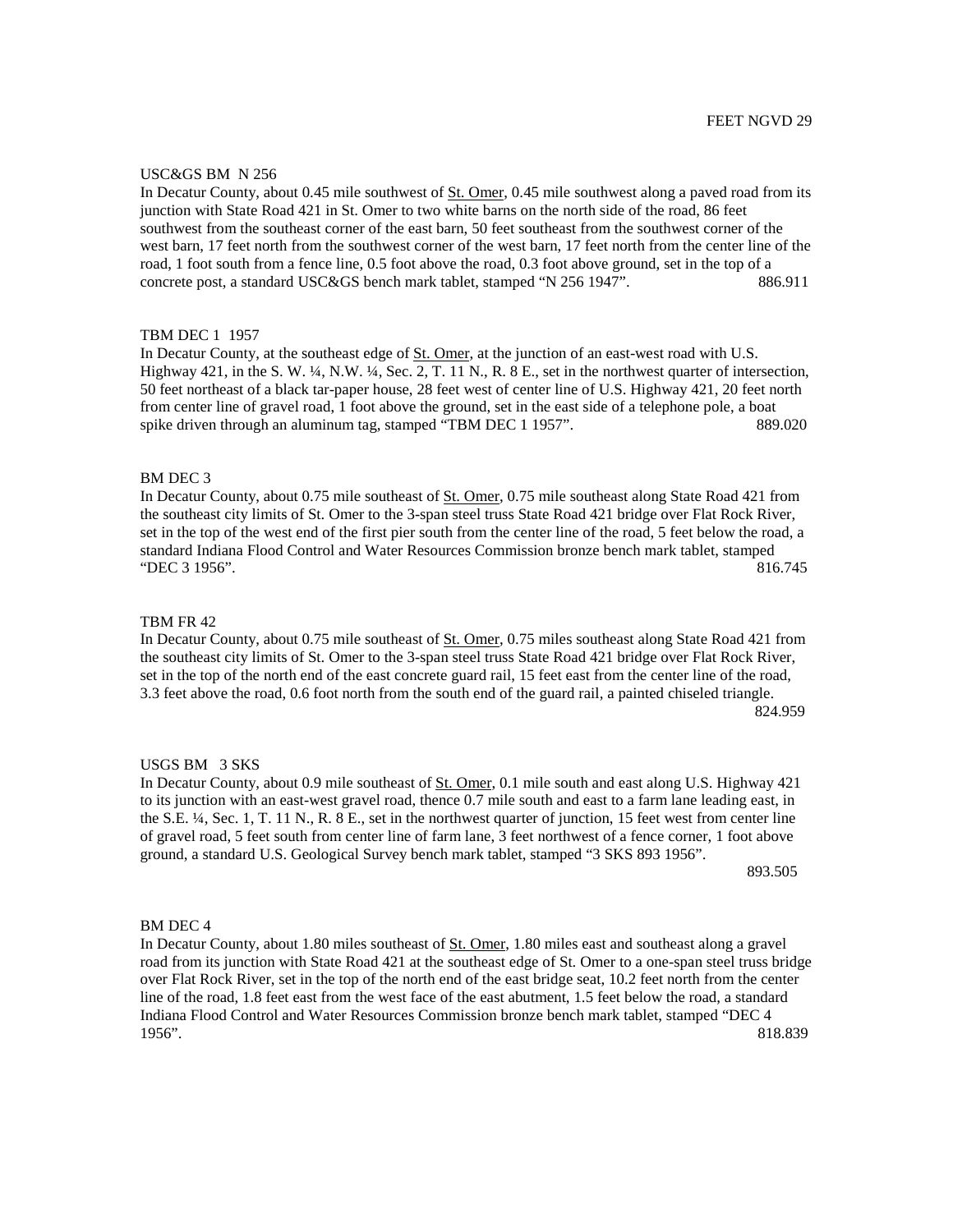FEET NGVD 29

USC&GS BM N 256

In Decatur County, about 0.45 mile southwest of St. Omer, 0.45 mile southwest along a paved road from its junction with State Road 421 in St. Omer to two white barns on the north side of the road, 86 feet southwest from the southeast corner of the east barn, 50 feet southeast from the southwest corner of the west barn, 17 feet north from the southwest corner of the west barn, 17 feet north from the center line of the road, 1 foot south from a fence line, 0.5 foot above the road, 0.3 foot above ground, set in the top of a concrete post, a standard USC&GS bench mark tablet, stamped "N 256 1947". 886.911

TBM DEC 1 1957

In Decatur County, at the southeast edge of St. Omer, at the junction of an east-west road with U.S. Highway 421, in the S. W. ¼, N.W. ¼, Sec. 2, T. 11 N., R. 8 E., set in the northwest quarter of intersection, 50 feet northeast of a black tar-paper house, 28 feet west of center line of U.S. Highway 421, 20 feet north from center line of gravel road, 1 foot above the ground, set in the east side of a telephone pole, a boat spike driven through an aluminum tag, stamped "TBM DEC 1 1957". 889.020

BM DEC 3

In Decatur County, about 0.75 mile southeast of St. Omer, 0.75 mile southeast along State Road 421 from the southeast city limits of St. Omer to the 3-span steel truss State Road 421 bridge over Flat Rock River, set in the top of the west end of the first pier south from the center line of the road, 5 feet below the road, a standard Indiana Flood Control and Water Resources Commission bronze bench mark tablet, stamped "DEC 3 1956". 816.745

TBM FR 42

In Decatur County, about 0.75 mile southeast of St. Omer, 0.75 miles southeast along State Road 421 from the southeast city limits of St. Omer to the 3-span steel truss State Road 421 bridge over Flat Rock River, set in the top of the north end of the east concrete guard rail, 15 feet east from the center line of the road, 3.3 feet above the road, 0.6 foot north from the south end of the guard rail, a painted chiseled triangle. 824.959

USGS BM 3 SKS

In Decatur County, about 0.9 mile southeast of St. Omer, 0.1 mile south and east along U.S. Highway 421 to its junction with an east-west gravel road, thence 0.7 mile south and east to a farm lane leading east, in the S.E. ¼, Sec. 1, T. 11 N., R. 8 E., set in the northwest quarter of junction, 15 feet west from center line of gravel road, 5 feet south from center line of farm lane, 3 feet northwest of a fence corner, 1 foot above ground, a standard U.S. Geological Survey bench mark tablet, stamped "3 SKS 893 1956". 893.505

BM DEC 4

In Decatur County, about 1.80 miles southeast of St. Omer, 1.80 miles east and southeast along a gravel road from its junction with State Road 421 at the southeast edge of St. Omer to a one-span steel truss bridge over Flat Rock River, set in the top of the north end of the east bridge seat, 10.2 feet north from the center line of the road, 1.8 feet east from the west face of the east abutment, 1.5 feet below the road, a standard Indiana Flood Control and Water Resources Commission bronze bench mark tablet, stamped "DEC 4 1956". 818.839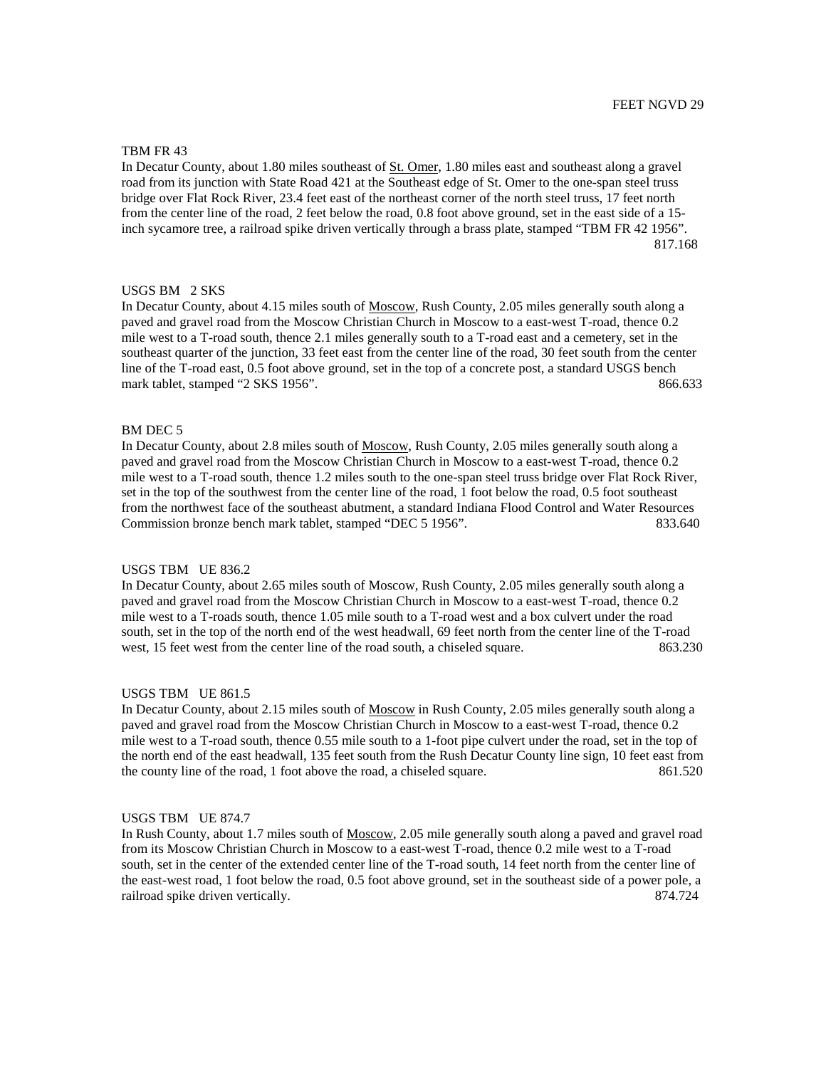FEET NGVD 29

TBM FR 43

In Decatur County, about 1.80 miles southeast of St. Omer, 1.80 miles east and southeast along a gravel road from its junction with State Road 421 at the Southeast edge of St. Omer to the one-span steel truss bridge over Flat Rock River, 23.4 feet east of the northeast corner of the north steel truss, 17 feet north from the center line of the road, 2 feet below the road, 0.8 foot above ground, set in the east side of a 15-inch sycamore tree, a railroad spike driven vertically through a brass plate, stamped "TBM FR 42 1956".

817.168

USGS BM 2 SKS

In Decatur County, about 4.15 miles south of Moscow, Rush County, 2.05 miles generally south along a paved and gravel road from the Moscow Christian Church in Moscow to a east-west T-road, thence 0.2 mile west to a T-road south, thence 2.1 miles generally south to a T-road east and a cemetery, set in the southeast quarter of the junction, 33 feet east from the center line of the road, 30 feet south from the center line of the T-road east, 0.5 foot above ground, set in the top of a concrete post, a standard USGS bench mark tablet, stamped "2 SKS 1956". 866.633

BM DEC 5

In Decatur County, about 2.8 miles south of Moscow, Rush County, 2.05 miles generally south along a paved and gravel road from the Moscow Christian Church in Moscow to a east-west T-road, thence 0.2 mile west to a T-road south, thence 1.2 miles south to the one-span steel truss bridge over Flat Rock River, set in the top of the southwest from the center line of the road, 1 foot below the road, 0.5 foot southeast from the northwest face of the southeast abutment, a standard Indiana Flood Control and Water Resources Commission bronze bench mark tablet, stamped "DEC 5 1956". 833.640

USGS TBM UE 836.2

In Decatur County, about 2.65 miles south of Moscow, Rush County, 2.05 miles generally south along a paved and gravel road from the Moscow Christian Church in Moscow to a east-west T-road, thence 0.2 mile west to a T-roads south, thence 1.05 mile south to a T-road west and a box culvert under the road south, set in the top of the north end of the west headwall, 69 feet north from the center line of the T-road west, 15 feet west from the center line of the road south, a chiseled square. 863.230

USGS TBM UE 861.5

In Decatur County, about 2.15 miles south of Moscow in Rush County, 2.05 miles generally south along a paved and gravel road from the Moscow Christian Church in Moscow to a east-west T-road, thence 0.2 mile west to a T-road south, thence 0.55 mile south to a 1-foot pipe culvert under the road, set in the top of the north end of the east headwall, 135 feet south from the Rush Decatur County line sign, 10 feet east from the county line of the road, 1 foot above the road, a chiseled square. 861.520

USGS TBM UE 874.7

In Rush County, about 1.7 miles south of Moscow, 2.05 mile generally south along a paved and gravel road from its Moscow Christian Church in Moscow to a east-west T-road, thence 0.2 mile west to a T-road south, set in the center of the extended center line of the T-road south, 14 feet north from the center line of the east-west road, 1 foot below the road, 0.5 foot above ground, set in the southeast side of a power pole, a railroad spike driven vertically. 874.724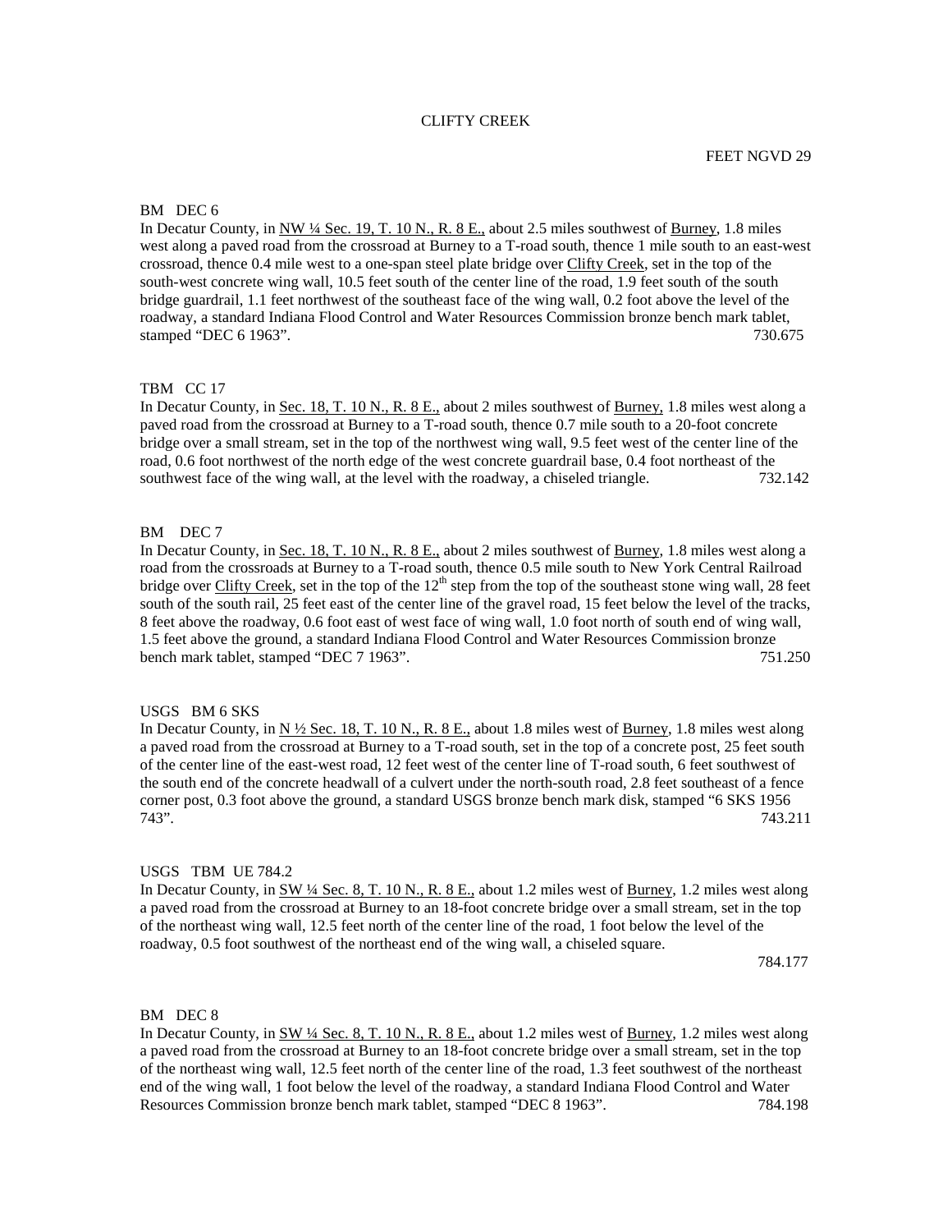CLIFTY CREEK

FEET NGVD 29

BM DEC 6

In Decatur County, in NW ¼ Sec. 19, T. 10 N., R. 8 E., about 2.5 miles southwest of Burney, 1.8 miles west along a paved road from the crossroad at Burney to a T-road south, thence 1 mile south to an east-west crossroad, thence 0.4 mile west to a one-span steel plate bridge over Clifty Creek, set in the top of the south-west concrete wing wall, 10.5 feet south of the center line of the road, 1.9 feet south of the south bridge guardrail, 1.1 feet northwest of the southeast face of the wing wall, 0.2 foot above the level of the roadway, a standard Indiana Flood Control and Water Resources Commission bronze bench mark tablet, stamped "DEC 6 1963". 730.675

TBM CC 17

In Decatur County, in Sec. 18, T. 10 N., R. 8 E., about 2 miles southwest of Burney, 1.8 miles west along a paved road from the crossroad at Burney to a T-road south, thence 0.7 mile south to a 20-foot concrete bridge over a small stream, set in the top of the northwest wing wall, 9.5 feet west of the center line of the road, 0.6 foot northwest of the north edge of the west concrete guardrail base, 0.4 foot northeast of the southwest face of the wing wall, at the level with the roadway, a chiseled triangle. 732.142

BM DEC 7

In Decatur County, in Sec. 18, T. 10 N., R. 8 E., about 2 miles southwest of Burney, 1.8 miles west along a road from the crossroads at Burney to a T-road south, thence 0.5 mile south to New York Central Railroad bridge over Clifty Creek, set in the top of the 12th step from the top of the southeast stone wing wall, 28 feet south of the south rail, 25 feet east of the center line of the gravel road, 15 feet below the level of the tracks, 8 feet above the roadway, 0.6 foot east of west face of wing wall, 1.0 foot north of south end of wing wall, 1.5 feet above the ground, a standard Indiana Flood Control and Water Resources Commission bronze bench mark tablet, stamped "DEC 7 1963". 751.250

USGS BM 6 SKS

In Decatur County, in N ½ Sec. 18, T. 10 N., R. 8 E., about 1.8 miles west of Burney, 1.8 miles west along a paved road from the crossroad at Burney to a T-road south, set in the top of a concrete post, 25 feet south of the center line of the east-west road, 12 feet west of the center line of T-road south, 6 feet southwest of the south end of the concrete headwall of a culvert under the north-south road, 2.8 feet southeast of a fence corner post, 0.3 foot above the ground, a standard USGS bronze bench mark disk, stamped "6 SKS 1956 743". 743.211

USGS TBM UE 784.2

In Decatur County, in SW ¼ Sec. 8, T. 10 N., R. 8 E., about 1.2 miles west of Burney, 1.2 miles west along a paved road from the crossroad at Burney to an 18-foot concrete bridge over a small stream, set in the top of the northeast wing wall, 12.5 feet north of the center line of the road, 1 foot below the level of the roadway, 0.5 foot southwest of the northeast end of the wing wall, a chiseled square. 784.177

BM DEC 8

In Decatur County, in SW ¼ Sec. 8, T. 10 N., R. 8 E., about 1.2 miles west of Burney, 1.2 miles west along a paved road from the crossroad at Burney to an 18-foot concrete bridge over a small stream, set in the top of the northeast wing wall, 12.5 feet north of the center line of the road, 1.3 feet southwest of the northeast end of the wing wall, 1 foot below the level of the roadway, a standard Indiana Flood Control and Water Resources Commission bronze bench mark tablet, stamped "DEC 8 1963". 784.198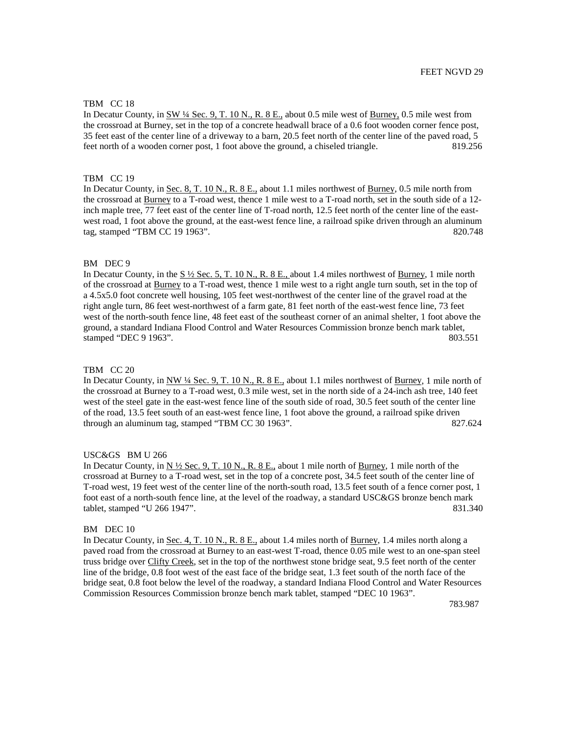FEET NGVD 29

TBM CC 18

In Decatur County, in SW ¼ Sec. 9, T. 10 N., R. 8 E., about 0.5 mile west of Burney, 0.5 mile west from the crossroad at Burney, set in the top of a concrete headwall brace of a 0.6 foot wooden corner fence post, 35 feet east of the center line of a driveway to a barn, 20.5 feet north of the center line of the paved road, 5 feet north of a wooden corner post, 1 foot above the ground, a chiseled triangle. 819.256

TBM CC 19

In Decatur County, in Sec. 8, T. 10 N., R. 8 E., about 1.1 miles northwest of Burney, 0.5 mile north from the crossroad at Burney to a T-road west, thence 1 mile west to a T-road north, set in the south side of a 12-inch maple tree, 77 feet east of the center line of T-road north, 12.5 feet north of the center line of the east-west road, 1 foot above the ground, at the east-west fence line, a railroad spike driven through an aluminum tag, stamped "TBM CC 19 1963". 820.748

BM DEC 9

In Decatur County, in the S ½ Sec. 5, T. 10 N., R. 8 E., about 1.4 miles northwest of Burney, 1 mile north of the crossroad at Burney to a T-road west, thence 1 mile west to a right angle turn south, set in the top of a 4.5x5.0 foot concrete well housing, 105 feet west-northwest of the center line of the gravel road at the right angle turn, 86 feet west-northwest of a farm gate, 81 feet north of the east-west fence line, 73 feet west of the north-south fence line, 48 feet east of the southeast corner of an animal shelter, 1 foot above the ground, a standard Indiana Flood Control and Water Resources Commission bronze bench mark tablet, stamped "DEC 9 1963". 803.551

TBM CC 20

In Decatur County, in NW ¼ Sec. 9, T. 10 N., R. 8 E., about 1.1 miles northwest of Burney, 1 mile north of the crossroad at Burney to a T-road west, 0.3 mile west, set in the north side of a 24-inch ash tree, 140 feet west of the steel gate in the east-west fence line of the south side of road, 30.5 feet south of the center line of the road, 13.5 feet south of an east-west fence line, 1 foot above the ground, a railroad spike driven through an aluminum tag, stamped "TBM CC 30 1963". 827.624

USC&GS BM U 266

In Decatur County, in N ½ Sec. 9, T. 10 N., R. 8 E., about 1 mile north of Burney, 1 mile north of the crossroad at Burney to a T-road west, set in the top of a concrete post, 34.5 feet south of the center line of T-road west, 19 feet west of the center line of the north-south road, 13.5 feet south of a fence corner post, 1 foot east of a north-south fence line, at the level of the roadway, a standard USC&GS bronze bench mark tablet, stamped "U 266 1947". 831.340

BM DEC 10

In Decatur County, in Sec. 4, T. 10 N., R. 8 E., about 1.4 miles north of Burney, 1.4 miles north along a paved road from the crossroad at Burney to an east-west T-road, thence 0.05 mile west to an one-span steel truss bridge over Clifty Creek, set in the top of the northwest stone bridge seat, 9.5 feet north of the center line of the bridge, 0.8 foot west of the east face of the bridge seat, 1.3 feet south of the north face of the bridge seat, 0.8 foot below the level of the roadway, a standard Indiana Flood Control and Water Resources Commission Resources Commission bronze bench mark tablet, stamped "DEC 10 1963". 783.987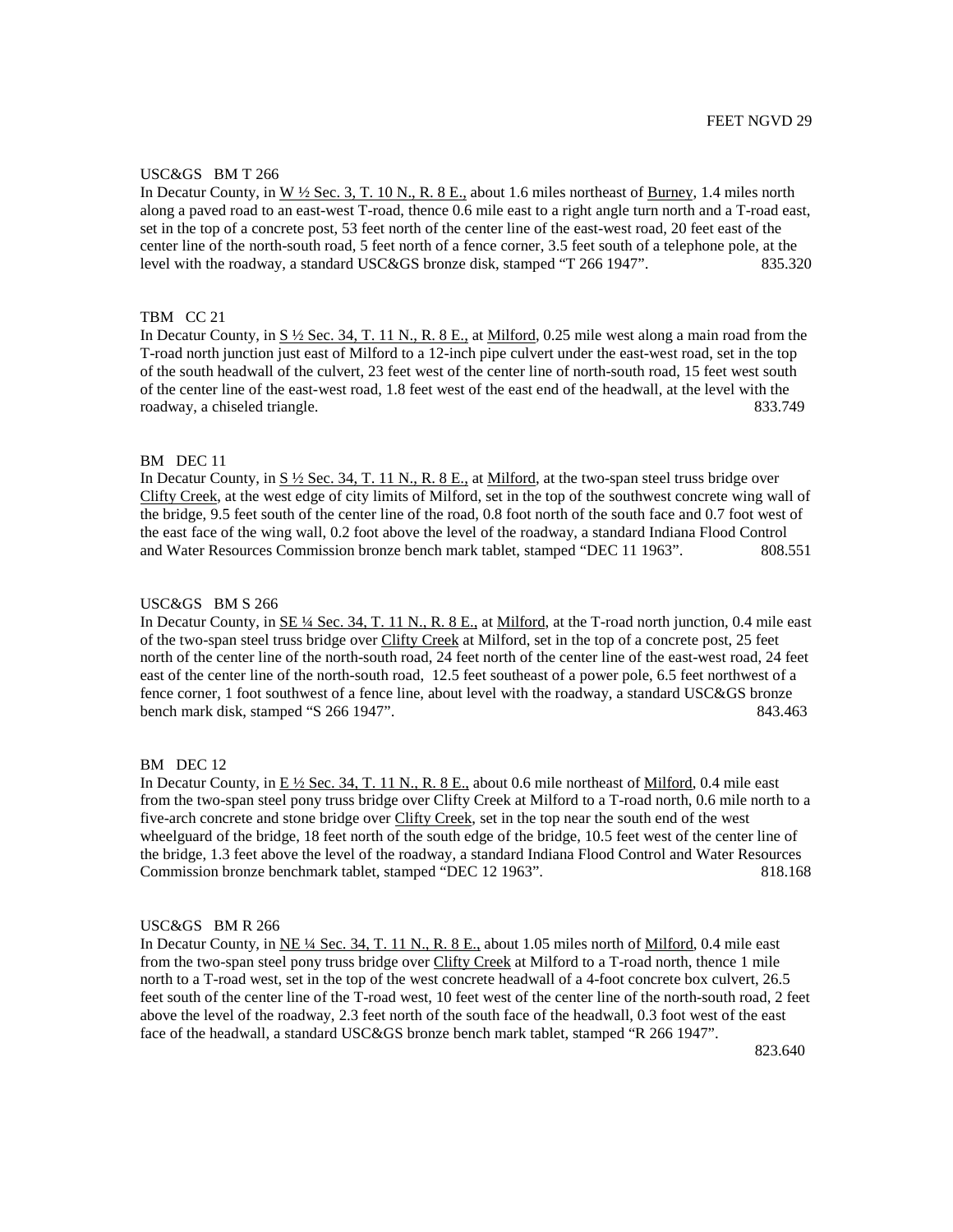FEET NGVD 29

USC&GS BM T 266

In Decatur County, in <u>W ½ Sec. 3, T. 10 N., R. 8 E.,</u> about 1.6 miles northeast of <u>Burney</u>, 1.4 miles north along a paved road to an east-west T-road, thence 0.6 mile east to a right angle turn north and a T-road east, set in the top of a concrete post, 53 feet north of the center line of the east-west road, 20 feet east of the center line of the north-south road, 5 feet north of a fence corner, 3.5 feet south of a telephone pole, at the level with the roadway, a standard USC&GS bronze disk, stamped "T 266 1947". 835.320

TBM CC 21

In Decatur County, in <u>S ½ Sec. 34, T. 11 N., R. 8 E.,</u> at <u>Milford</u>, 0.25 mile west along a main road from the T-road north junction just east of Milford to a 12-inch pipe culvert under the east-west road, set in the top of the south headwall of the culvert, 23 feet west of the center line of north-south road, 15 feet west south of the center line of the east-west road, 1.8 feet west of the east end of the headwall, at the level with the roadway, a chiseled triangle. 833.749

BM DEC 11

In Decatur County, in <u>S ½ Sec. 34, T. 11 N., R. 8 E.,</u> at <u>Milford</u>, at the two-span steel truss bridge over <u>Clifty Creek</u>, at the west edge of city limits of Milford, set in the top of the southwest concrete wing wall of the bridge, 9.5 feet south of the center line of the road, 0.8 foot north of the south face and 0.7 foot west of the east face of the wing wall, 0.2 foot above the level of the roadway, a standard Indiana Flood Control and Water Resources Commission bronze bench mark tablet, stamped "DEC 11 1963". 808.551

USC&GS BM S 266

In Decatur County, in <u>SE ¼ Sec. 34, T. 11 N., R. 8 E.,</u> at <u>Milford</u>, at the T-road north junction, 0.4 mile east of the two-span steel truss bridge over <u>Clifty Creek</u> at Milford, set in the top of a concrete post, 25 feet north of the center line of the north-south road, 24 feet north of the center line of the east-west road, 24 feet east of the center line of the north-south road, 12.5 feet southeast of a power pole, 6.5 feet northwest of a fence corner, 1 foot southwest of a fence line, about level with the roadway, a standard USC&GS bronze bench mark disk, stamped "S 266 1947". 843.463

BM DEC 12

In Decatur County, in <u>E ½ Sec. 34, T. 11 N., R. 8 E.,</u> about 0.6 mile northeast of <u>Milford</u>, 0.4 mile east from the two-span steel pony truss bridge over Clifty Creek at Milford to a T-road north, 0.6 mile north to a five-arch concrete and stone bridge over <u>Clifty Creek</u>, set in the top near the south end of the west wheelguard of the bridge, 18 feet north of the south edge of the bridge, 10.5 feet west of the center line of the bridge, 1.3 feet above the level of the roadway, a standard Indiana Flood Control and Water Resources Commission bronze benchmark tablet, stamped "DEC 12 1963". 818.168

USC&GS BM R 266

In Decatur County, in <u>NE ¼ Sec. 34, T. 11 N., R. 8 E.,</u> about 1.05 miles north of <u>Milford</u>, 0.4 mile east from the two-span steel pony truss bridge over <u>Clifty Creek</u> at Milford to a T-road north, thence 1 mile north to a T-road west, set in the top of the west concrete headwall of a 4-foot concrete box culvert, 26.5 feet south of the center line of the T-road west, 10 feet west of the center line of the north-south road, 2 feet above the level of the roadway, 2.3 feet north of the south face of the headwall, 0.3 foot west of the east face of the headwall, a standard USC&GS bronze bench mark tablet, stamped "R 266 1947". 823.640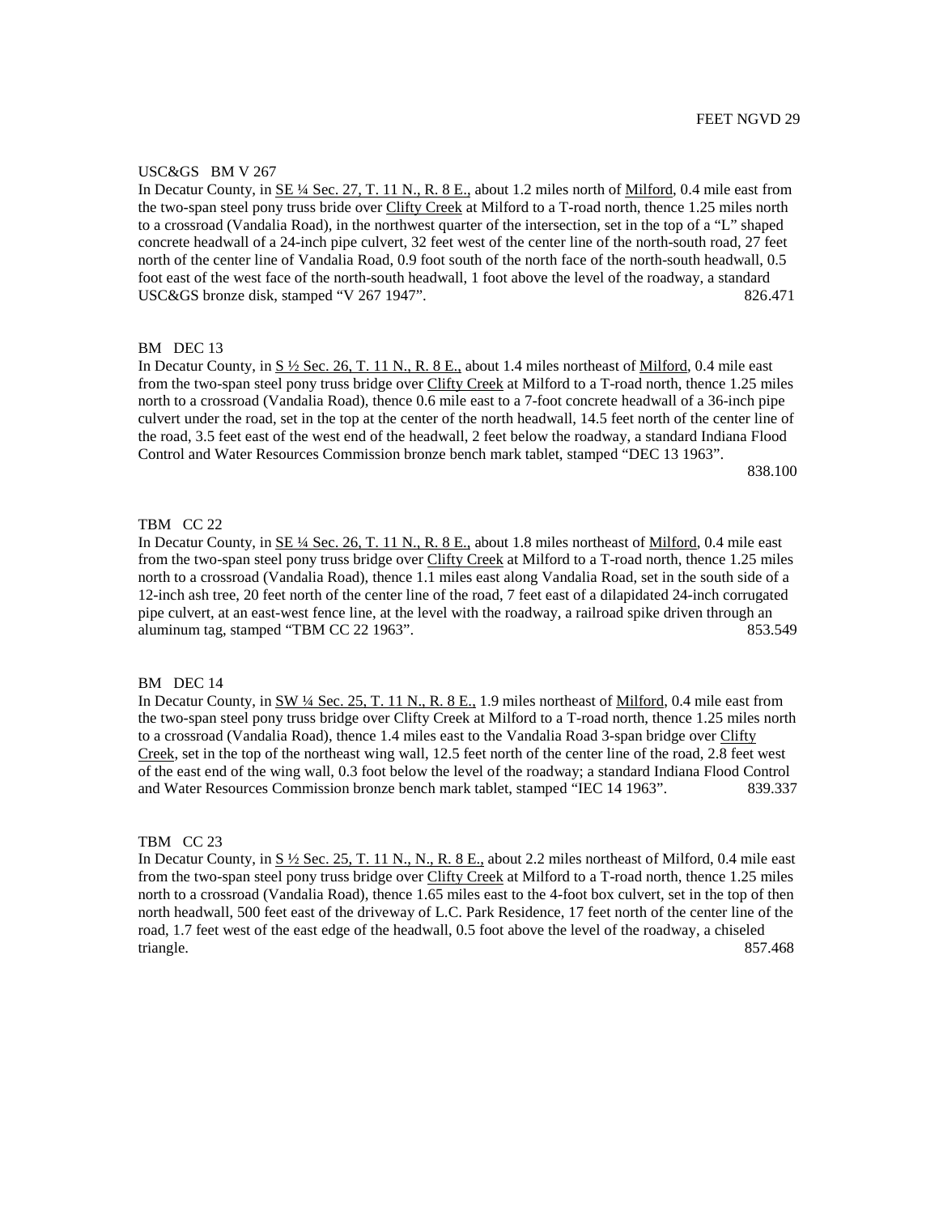FEET NGVD 29

USC&GS BM V 267
In Decatur County, in SE ¼ Sec. 27, T. 11 N., R. 8 E., about 1.2 miles north of Milford, 0.4 mile east from the two-span steel pony truss bride over Clifty Creek at Milford to a T-road north, thence 1.25 miles north to a crossroad (Vandalia Road), in the northwest quarter of the intersection, set in the top of a "L" shaped concrete headwall of a 24-inch pipe culvert, 32 feet west of the center line of the north-south road, 27 feet north of the center line of Vandalia Road, 0.9 foot south of the north face of the north-south headwall, 0.5 foot east of the west face of the north-south headwall, 1 foot above the level of the roadway, a standard USC&GS bronze disk, stamped "V 267 1947". 826.471

BM DEC 13
In Decatur County, in S ½ Sec. 26, T. 11 N., R. 8 E., about 1.4 miles northeast of Milford, 0.4 mile east from the two-span steel pony truss bridge over Clifty Creek at Milford to a T-road north, thence 1.25 miles north to a crossroad (Vandalia Road), thence 0.6 mile east to a 7-foot concrete headwall of a 36-inch pipe culvert under the road, set in the top at the center of the north headwall, 14.5 feet north of the center line of the road, 3.5 feet east of the west end of the headwall, 2 feet below the roadway, a standard Indiana Flood Control and Water Resources Commission bronze bench mark tablet, stamped "DEC 13 1963". 838.100

TBM CC 22
In Decatur County, in SE ¼ Sec. 26, T. 11 N., R. 8 E., about 1.8 miles northeast of Milford, 0.4 mile east from the two-span steel pony truss bridge over Clifty Creek at Milford to a T-road north, thence 1.25 miles north to a crossroad (Vandalia Road), thence 1.1 miles east along Vandalia Road, set in the south side of a 12-inch ash tree, 20 feet north of the center line of the road, 7 feet east of a dilapidated 24-inch corrugated pipe culvert, at an east-west fence line, at the level with the roadway, a railroad spike driven through an aluminum tag, stamped "TBM CC 22 1963". 853.549

BM DEC 14
In Decatur County, in SW ¼ Sec. 25, T. 11 N., R. 8 E., 1.9 miles northeast of Milford, 0.4 mile east from the two-span steel pony truss bridge over Clifty Creek at Milford to a T-road north, thence 1.25 miles north to a crossroad (Vandalia Road), thence 1.4 miles east to the Vandalia Road 3-span bridge over Clifty Creek, set in the top of the northeast wing wall, 12.5 feet north of the center line of the road, 2.8 feet west of the east end of the wing wall, 0.3 foot below the level of the roadway; a standard Indiana Flood Control and Water Resources Commission bronze bench mark tablet, stamped "IEC 14 1963". 839.337

TBM CC 23
In Decatur County, in S ½ Sec. 25, T. 11 N., N., R. 8 E., about 2.2 miles northeast of Milford, 0.4 mile east from the two-span steel pony truss bridge over Clifty Creek at Milford to a T-road north, thence 1.25 miles north to a crossroad (Vandalia Road), thence 1.65 miles east to the 4-foot box culvert, set in the top of then north headwall, 500 feet east of the driveway of L.C. Park Residence, 17 feet north of the center line of the road, 1.7 feet west of the east edge of the headwall, 0.5 foot above the level of the roadway, a chiseled triangle. 857.468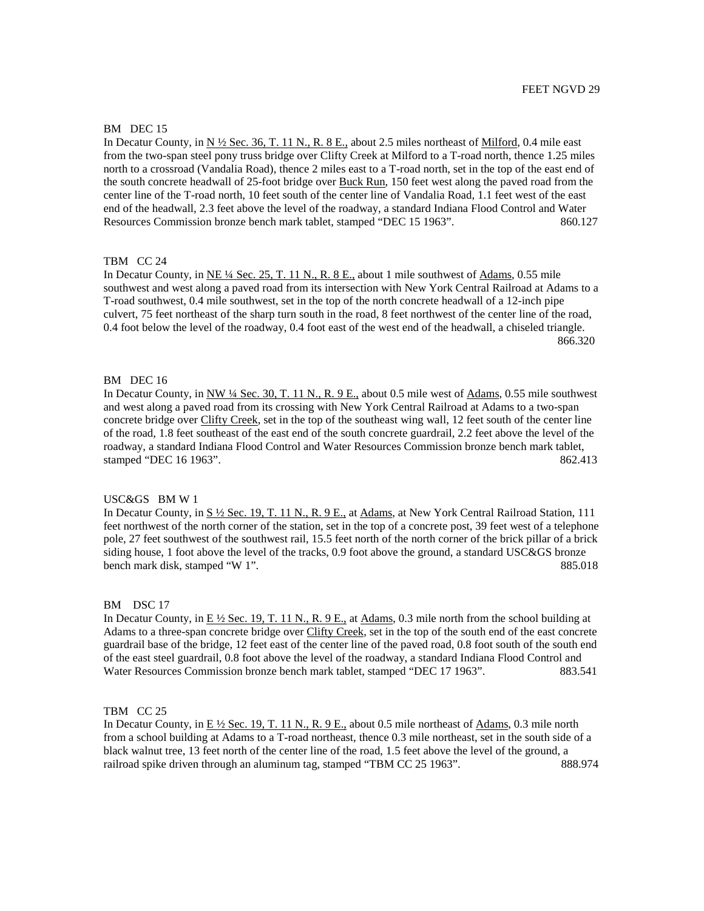FEET NGVD 29

BM DEC 15

In Decatur County, in N ½ Sec. 36, T. 11 N., R. 8 E., about 2.5 miles northeast of Milford, 0.4 mile east from the two-span steel pony truss bridge over Clifty Creek at Milford to a T-road north, thence 1.25 miles north to a crossroad (Vandalia Road), thence 2 miles east to a T-road north, set in the top of the east end of the south concrete headwall of 25-foot bridge over Buck Run, 150 feet west along the paved road from the center line of the T-road north, 10 feet south of the center line of Vandalia Road, 1.1 feet west of the east end of the headwall, 2.3 feet above the level of the roadway, a standard Indiana Flood Control and Water Resources Commission bronze bench mark tablet, stamped "DEC 15 1963". 860.127

TBM CC 24

In Decatur County, in NE ¼ Sec. 25, T. 11 N., R. 8 E., about 1 mile southwest of Adams, 0.55 mile southwest and west along a paved road from its intersection with New York Central Railroad at Adams to a T-road southwest, 0.4 mile southwest, set in the top of the north concrete headwall of a 12-inch pipe culvert, 75 feet northeast of the sharp turn south in the road, 8 feet northwest of the center line of the road, 0.4 foot below the level of the roadway, 0.4 foot east of the west end of the headwall, a chiseled triangle. 866.320

BM DEC 16

In Decatur County, in NW ¼ Sec. 30, T. 11 N., R. 9 E., about 0.5 mile west of Adams, 0.55 mile southwest and west along a paved road from its crossing with New York Central Railroad at Adams to a two-span concrete bridge over Clifty Creek, set in the top of the southeast wing wall, 12 feet south of the center line of the road, 1.8 feet southeast of the east end of the south concrete guardrail, 2.2 feet above the level of the roadway, a standard Indiana Flood Control and Water Resources Commission bronze bench mark tablet, stamped "DEC 16 1963". 862.413

USC&GS BM W 1

In Decatur County, in S ½ Sec. 19, T. 11 N., R. 9 E., at Adams, at New York Central Railroad Station, 111 feet northwest of the north corner of the station, set in the top of a concrete post, 39 feet west of a telephone pole, 27 feet southwest of the southwest rail, 15.5 feet north of the north corner of the brick pillar of a brick siding house, 1 foot above the level of the tracks, 0.9 foot above the ground, a standard USC&GS bronze bench mark disk, stamped "W 1". 885.018

BM DSC 17

In Decatur County, in E ½ Sec. 19, T. 11 N., R. 9 E., at Adams, 0.3 mile north from the school building at Adams to a three-span concrete bridge over Clifty Creek, set in the top of the south end of the east concrete guardrail base of the bridge, 12 feet east of the center line of the paved road, 0.8 foot south of the south end of the east steel guardrail, 0.8 foot above the level of the roadway, a standard Indiana Flood Control and Water Resources Commission bronze bench mark tablet, stamped "DEC 17 1963". 883.541

TBM CC 25

In Decatur County, in E ½ Sec. 19, T. 11 N., R. 9 E., about 0.5 mile northeast of Adams, 0.3 mile north from a school building at Adams to a T-road northeast, thence 0.3 mile northeast, set in the south side of a black walnut tree, 13 feet north of the center line of the road, 1.5 feet above the level of the ground, a railroad spike driven through an aluminum tag, stamped "TBM CC 25 1963". 888.974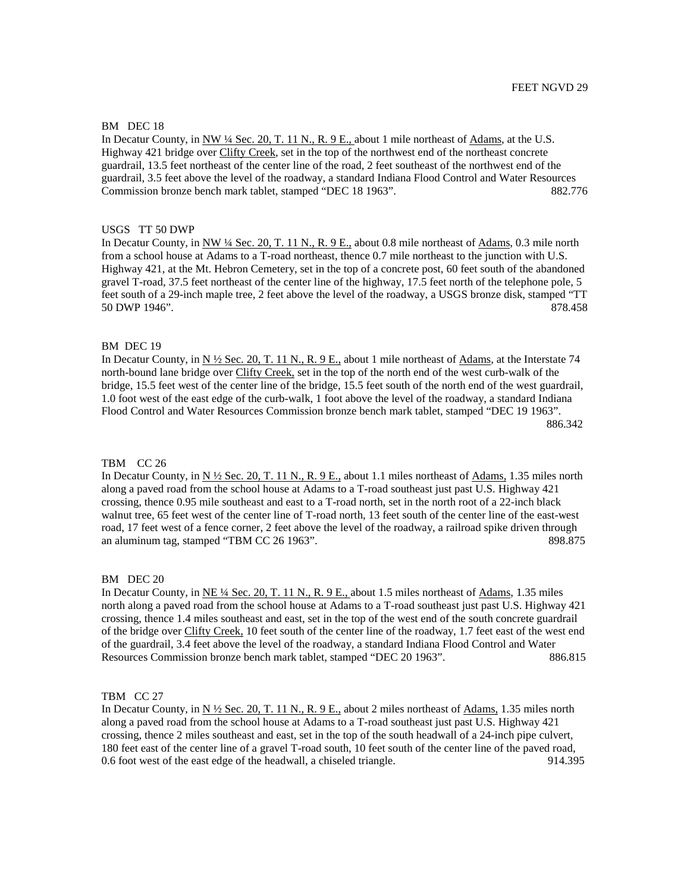FEET NGVD 29

BM DEC 18

In Decatur County, in NW ¼ Sec. 20, T. 11 N., R. 9 E., about 1 mile northeast of Adams, at the U.S. Highway 421 bridge over Clifty Creek, set in the top of the northwest end of the northeast concrete guardrail, 13.5 feet northeast of the center line of the road, 2 feet southeast of the northwest end of the guardrail, 3.5 feet above the level of the roadway, a standard Indiana Flood Control and Water Resources Commission bronze bench mark tablet, stamped "DEC 18 1963". 882.776

USGS TT 50 DWP

In Decatur County, in NW ¼ Sec. 20, T. 11 N., R. 9 E., about 0.8 mile northeast of Adams, 0.3 mile north from a school house at Adams to a T-road northeast, thence 0.7 mile northeast to the junction with U.S. Highway 421, at the Mt. Hebron Cemetery, set in the top of a concrete post, 60 feet south of the abandoned gravel T-road, 37.5 feet northeast of the center line of the highway, 17.5 feet north of the telephone pole, 5 feet south of a 29-inch maple tree, 2 feet above the level of the roadway, a USGS bronze disk, stamped "TT 50 DWP 1946". 878.458

BM DEC 19

In Decatur County, in N ½ Sec. 20, T. 11 N., R. 9 E., about 1 mile northeast of Adams, at the Interstate 74 north-bound lane bridge over Clifty Creek, set in the top of the north end of the west curb-walk of the bridge, 15.5 feet west of the center line of the bridge, 15.5 feet south of the north end of the west guardrail, 1.0 foot west of the east edge of the curb-walk, 1 foot above the level of the roadway, a standard Indiana Flood Control and Water Resources Commission bronze bench mark tablet, stamped "DEC 19 1963". 886.342

TBM CC 26

In Decatur County, in N ½ Sec. 20, T. 11 N., R. 9 E., about 1.1 miles northeast of Adams, 1.35 miles north along a paved road from the school house at Adams to a T-road southeast just past U.S. Highway 421 crossing, thence 0.95 mile southeast and east to a T-road north, set in the north root of a 22-inch black walnut tree, 65 feet west of the center line of T-road north, 13 feet south of the center line of the east-west road, 17 feet west of a fence corner, 2 feet above the level of the roadway, a railroad spike driven through an aluminum tag, stamped "TBM CC 26 1963". 898.875

BM DEC 20

In Decatur County, in NE ¼ Sec. 20, T. 11 N., R. 9 E., about 1.5 miles northeast of Adams, 1.35 miles north along a paved road from the school house at Adams to a T-road southeast just past U.S. Highway 421 crossing, thence 1.4 miles southeast and east, set in the top of the west end of the south concrete guardrail of the bridge over Clifty Creek, 10 feet south of the center line of the roadway, 1.7 feet east of the west end of the guardrail, 3.4 feet above the level of the roadway, a standard Indiana Flood Control and Water Resources Commission bronze bench mark tablet, stamped "DEC 20 1963". 886.815

TBM CC 27

In Decatur County, in N ½ Sec. 20, T. 11 N., R. 9 E., about 2 miles northeast of Adams, 1.35 miles north along a paved road from the school house at Adams to a T-road southeast just past U.S. Highway 421 crossing, thence 2 miles southeast and east, set in the top of the south headwall of a 24-inch pipe culvert, 180 feet east of the center line of a gravel T-road south, 10 feet south of the center line of the paved road, 0.6 foot west of the east edge of the headwall, a chiseled triangle. 914.395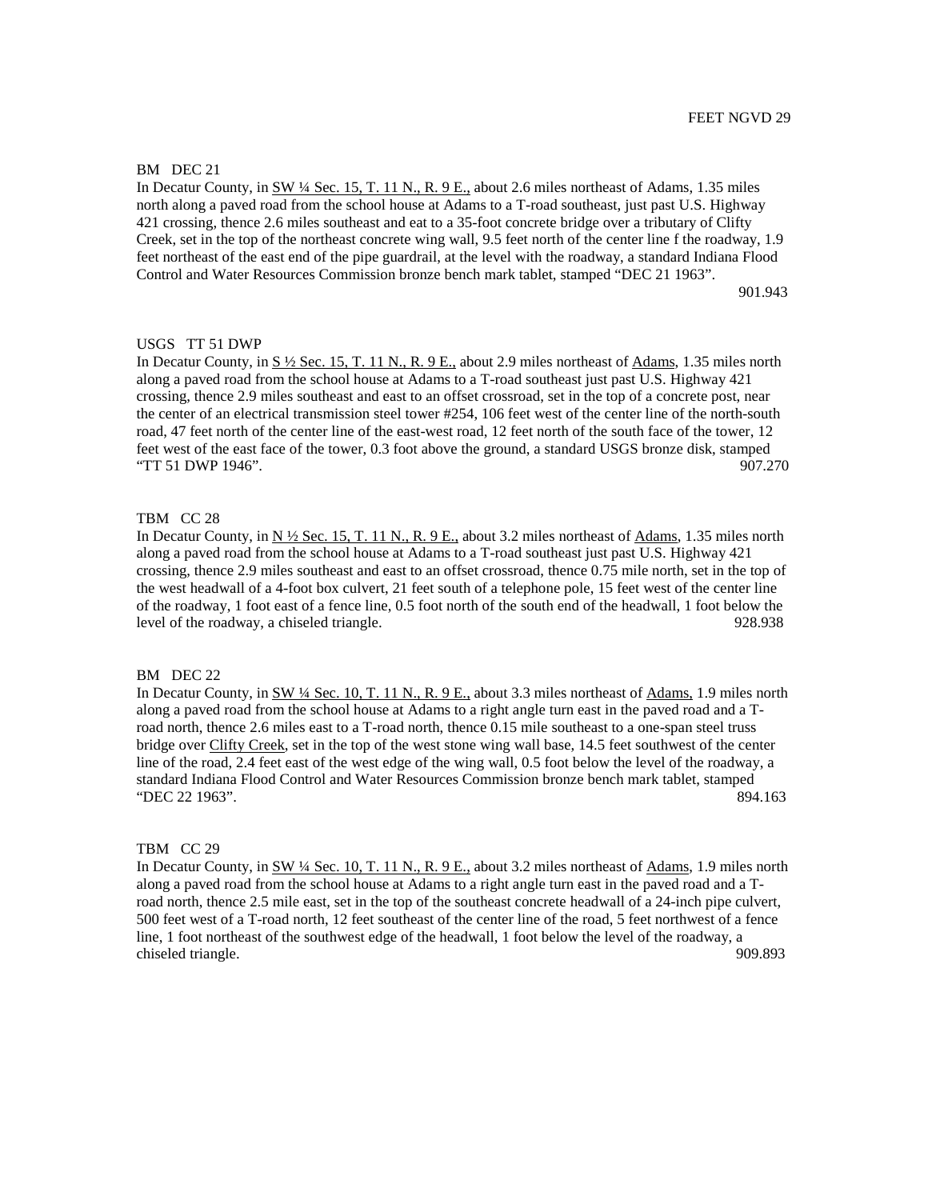FEET NGVD 29

BM DEC 21

In Decatur County, in <u>SW ¼ Sec. 15, T. 11 N., R. 9 E.,</u> about 2.6 miles northeast of Adams, 1.35 miles north along a paved road from the school house at Adams to a T-road southeast, just past U.S. Highway 421 crossing, thence 2.6 miles southeast and eat to a 35-foot concrete bridge over a tributary of Clifty Creek, set in the top of the northeast concrete wing wall, 9.5 feet north of the center line f the roadway, 1.9 feet northeast of the east end of the pipe guardrail, at the level with the roadway, a standard Indiana Flood Control and Water Resources Commission bronze bench mark tablet, stamped "DEC 21 1963".

901.943

USGS TT 51 DWP

In Decatur County, in <u>S ½ Sec. 15, T. 11 N., R. 9 E.,</u> about 2.9 miles northeast of <u>Adams</u>, 1.35 miles north along a paved road from the school house at Adams to a T-road southeast just past U.S. Highway 421 crossing, thence 2.9 miles southeast and east to an offset crossroad, set in the top of a concrete post, near the center of an electrical transmission steel tower #254, 106 feet west of the center line of the north-south road, 47 feet north of the center line of the east-west road, 12 feet north of the south face of the tower, 12 feet west of the east face of the tower, 0.3 foot above the ground, a standard USGS bronze disk, stamped "TT 51 DWP 1946".

907.270

TBM CC 28

In Decatur County, in <u>N ½ Sec. 15, T. 11 N., R. 9 E.,</u> about 3.2 miles northeast of <u>Adams</u>, 1.35 miles north along a paved road from the school house at Adams to a T-road southeast just past U.S. Highway 421 crossing, thence 2.9 miles southeast and east to an offset crossroad, thence 0.75 mile north, set in the top of the west headwall of a 4-foot box culvert, 21 feet south of a telephone pole, 15 feet west of the center line of the roadway, 1 foot east of a fence line, 0.5 foot north of the south end of the headwall, 1 foot below the level of the roadway, a chiseled triangle.

928.938

BM DEC 22

In Decatur County, in <u>SW ¼ Sec. 10, T. 11 N., R. 9 E.,</u> about 3.3 miles northeast of <u>Adams,</u> 1.9 miles north along a paved road from the school house at Adams to a right angle turn east in the paved road and a T-road north, thence 2.6 miles east to a T-road north, thence 0.15 mile southeast to a one-span steel truss bridge over <u>Clifty Creek</u>, set in the top of the west stone wing wall base, 14.5 feet southwest of the center line of the road, 2.4 feet east of the west edge of the wing wall, 0.5 foot below the level of the roadway, a standard Indiana Flood Control and Water Resources Commission bronze bench mark tablet, stamped "DEC 22 1963".

894.163

TBM CC 29

In Decatur County, in <u>SW ¼ Sec. 10, T. 11 N., R. 9 E.,</u> about 3.2 miles northeast of <u>Adams</u>, 1.9 miles north along a paved road from the school house at Adams to a right angle turn east in the paved road and a T-road north, thence 2.5 mile east, set in the top of the southeast concrete headwall of a 24-inch pipe culvert, 500 feet west of a T-road north, 12 feet southeast of the center line of the road, 5 feet northwest of a fence line, 1 foot northeast of the southwest edge of the headwall, 1 foot below the level of the roadway, a chiseled triangle.

909.893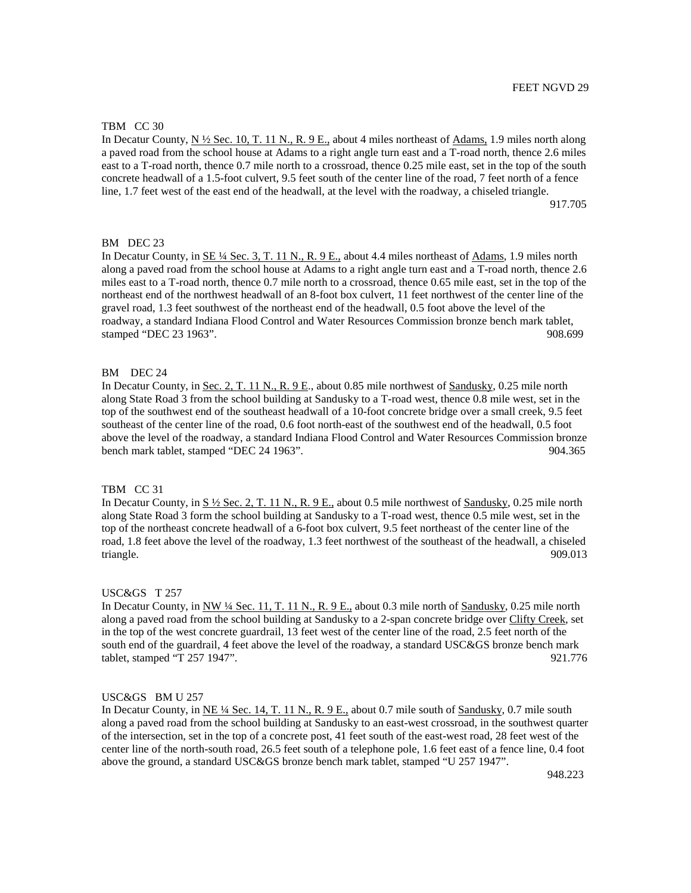FEET NGVD 29

TBM CC 30

In Decatur County, N ½ Sec. 10, T. 11 N., R. 9 E., about 4 miles northeast of Adams, 1.9 miles north along a paved road from the school house at Adams to a right angle turn east and a T-road north, thence 2.6 miles east to a T-road north, thence 0.7 mile north to a crossroad, thence 0.25 mile east, set in the top of the south concrete headwall of a 1.5-foot culvert, 9.5 feet south of the center line of the road, 7 feet north of a fence line, 1.7 feet west of the east end of the headwall, at the level with the roadway, a chiseled triangle. 917.705

BM DEC 23

In Decatur County, in SE ¼ Sec. 3, T. 11 N., R. 9 E., about 4.4 miles northeast of Adams, 1.9 miles north along a paved road from the school house at Adams to a right angle turn east and a T-road north, thence 2.6 miles east to a T-road north, thence 0.7 mile north to a crossroad, thence 0.65 mile east, set in the top of the northeast end of the northwest headwall of an 8-foot box culvert, 11 feet northwest of the center line of the gravel road, 1.3 feet southwest of the northeast end of the headwall, 0.5 foot above the level of the roadway, a standard Indiana Flood Control and Water Resources Commission bronze bench mark tablet, stamped “DEC 23 1963”. 908.699

BM DEC 24

In Decatur County, in Sec. 2, T. 11 N., R. 9 E., about 0.85 mile northwest of Sandusky, 0.25 mile north along State Road 3 from the school building at Sandusky to a T-road west, thence 0.8 mile west, set in the top of the southwest end of the southeast headwall of a 10-foot concrete bridge over a small creek, 9.5 feet southeast of the center line of the road, 0.6 foot north-east of the southwest end of the headwall, 0.5 foot above the level of the roadway, a standard Indiana Flood Control and Water Resources Commission bronze bench mark tablet, stamped “DEC 24 1963”. 904.365

TBM CC 31

In Decatur County, in S ½ Sec. 2, T. 11 N., R. 9 E., about 0.5 mile northwest of Sandusky, 0.25 mile north along State Road 3 form the school building at Sandusky to a T-road west, thence 0.5 mile west, set in the top of the northeast concrete headwall of a 6-foot box culvert, 9.5 feet northeast of the center line of the road, 1.8 feet above the level of the roadway, 1.3 feet northwest of the southeast of the headwall, a chiseled triangle. 909.013

USC&GS T 257

In Decatur County, in NW ¼ Sec. 11, T. 11 N., R. 9 E., about 0.3 mile north of Sandusky, 0.25 mile north along a paved road from the school building at Sandusky to a 2-span concrete bridge over Clifty Creek, set in the top of the west concrete guardrail, 13 feet west of the center line of the road, 2.5 feet north of the south end of the guardrail, 4 feet above the level of the roadway, a standard USC&GS bronze bench mark tablet, stamped “T 257 1947”. 921.776

USC&GS BM U 257

In Decatur County, in NE ¼ Sec. 14, T. 11 N., R. 9 E., about 0.7 mile south of Sandusky, 0.7 mile south along a paved road from the school building at Sandusky to an east-west crossroad, in the southwest quarter of the intersection, set in the top of a concrete post, 41 feet south of the east-west road, 28 feet west of the center line of the north-south road, 26.5 feet south of a telephone pole, 1.6 feet east of a fence line, 0.4 foot above the ground, a standard USC&GS bronze bench mark tablet, stamped “U 257 1947”. 948.223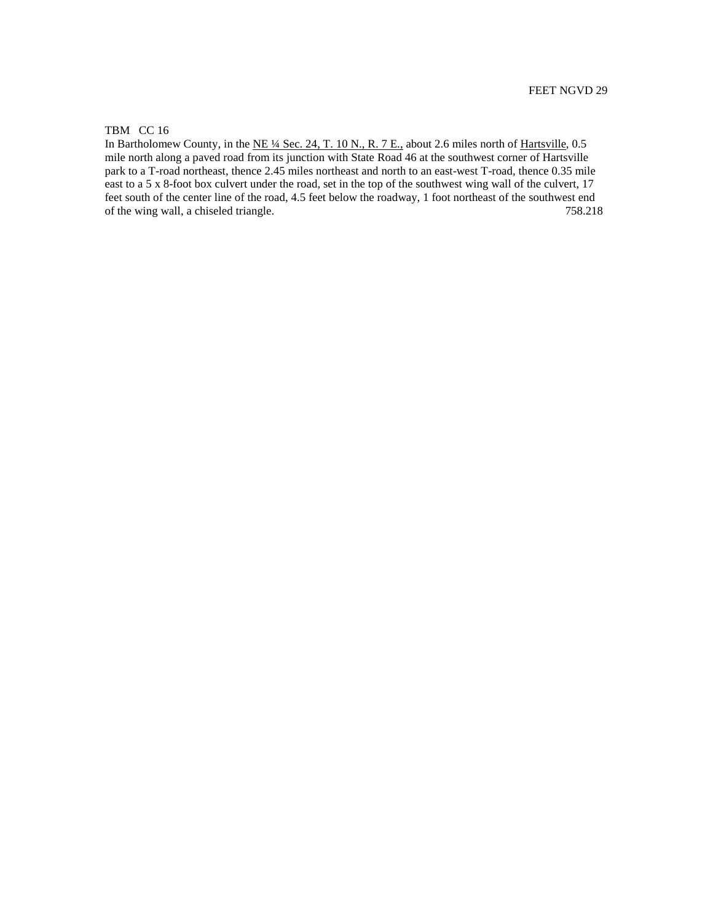FEET NGVD 29

TBM CC 16

In Bartholomew County, in the <u>NE ¼ Sec. 24, T. 10 N., R. 7 E.,</u> about 2.6 miles north of <u>Hartsville</u>, 0.5 mile north along a paved road from its junction with State Road 46 at the southwest corner of Hartsville park to a T-road northeast, thence 2.45 miles northeast and north to an east-west T-road, thence 0.35 mile east to a 5 x 8-foot box culvert under the road, set in the top of the southwest wing wall of the culvert, 17 feet south of the center line of the road, 4.5 feet below the roadway, 1 foot northeast of the southwest end of the wing wall, a chiseled triangle. 758.218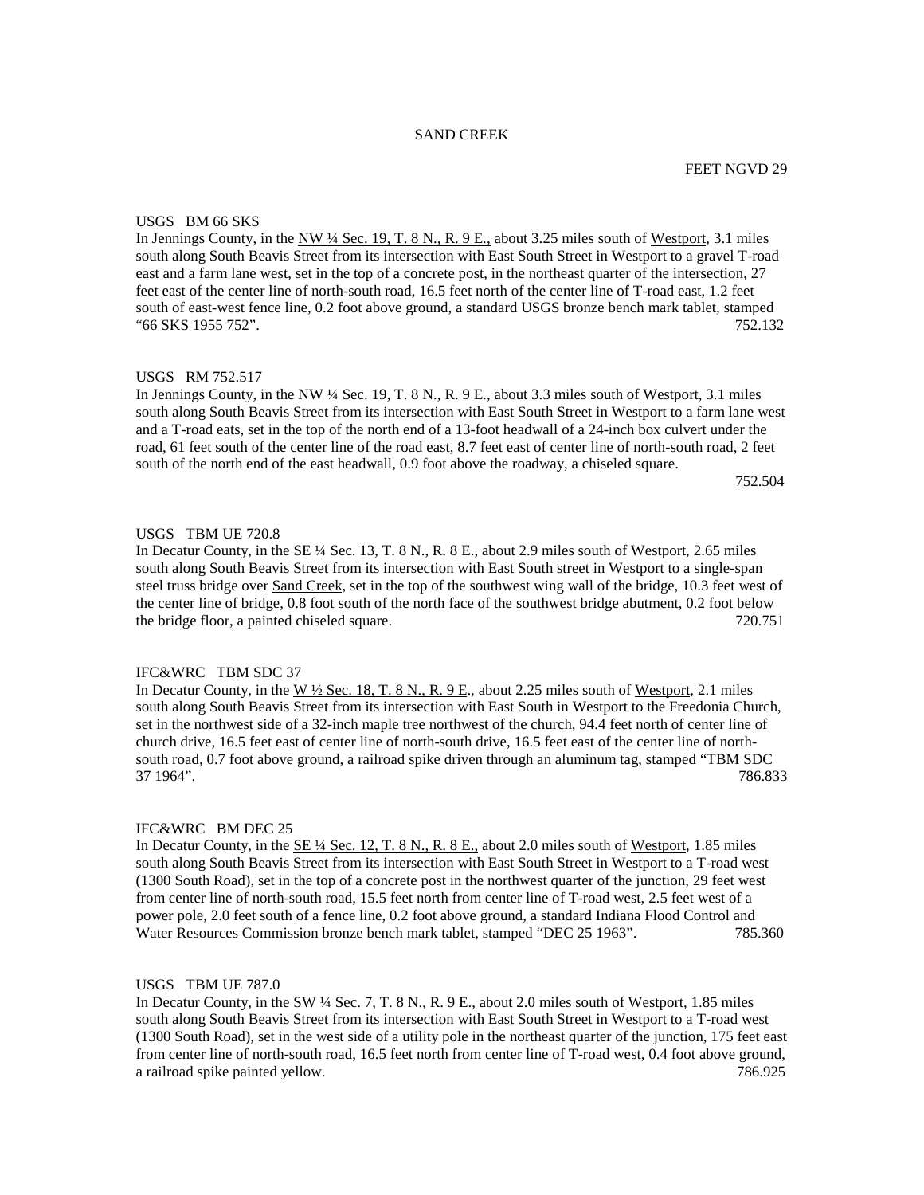# SAND CREEK

FEET NGVD 29

USGS BM 66 SKS

In Jennings County, in the NW ¼ Sec. 19, T. 8 N., R. 9 E., about 3.25 miles south of Westport, 3.1 miles south along South Beavis Street from its intersection with East South Street in Westport to a gravel T-road east and a farm lane west, set in the top of a concrete post, in the northeast quarter of the intersection, 27 feet east of the center line of north-south road, 16.5 feet north of the center line of T-road east, 1.2 feet south of east-west fence line, 0.2 foot above ground, a standard USGS bronze bench mark tablet, stamped "66 SKS 1955 752". 752.132

USGS RM 752.517

In Jennings County, in the NW ¼ Sec. 19, T. 8 N., R. 9 E., about 3.3 miles south of Westport, 3.1 miles south along South Beavis Street from its intersection with East South Street in Westport to a farm lane west and a T-road eats, set in the top of the north end of a 13-foot headwall of a 24-inch box culvert under the road, 61 feet south of the center line of the road east, 8.7 feet east of center line of north-south road, 2 feet south of the north end of the east headwall, 0.9 foot above the roadway, a chiseled square. 752.504

USGS TBM UE 720.8

In Decatur County, in the SE ¼ Sec. 13, T. 8 N., R. 8 E., about 2.9 miles south of Westport, 2.65 miles south along South Beavis Street from its intersection with East South street in Westport to a single-span steel truss bridge over Sand Creek, set in the top of the southwest wing wall of the bridge, 10.3 feet west of the center line of bridge, 0.8 foot south of the north face of the southwest bridge abutment, 0.2 foot below the bridge floor, a painted chiseled square. 720.751

IFC&WRC TBM SDC 37

In Decatur County, in the W ½ Sec. 18, T. 8 N., R. 9 E., about 2.25 miles south of Westport, 2.1 miles south along South Beavis Street from its intersection with East South in Westport to the Freedonia Church, set in the northwest side of a 32-inch maple tree northwest of the church, 94.4 feet north of center line of church drive, 16.5 feet east of center line of north-south drive, 16.5 feet east of the center line of north-south road, 0.7 foot above ground, a railroad spike driven through an aluminum tag, stamped "TBM SDC 37 1964". 786.833

IFC&WRC BM DEC 25

In Decatur County, in the SE ¼ Sec. 12, T. 8 N., R. 8 E., about 2.0 miles south of Westport, 1.85 miles south along South Beavis Street from its intersection with East South Street in Westport to a T-road west (1300 South Road), set in the top of a concrete post in the northwest quarter of the junction, 29 feet west from center line of north-south road, 15.5 feet north from center line of T-road west, 2.5 feet west of a power pole, 2.0 feet south of a fence line, 0.2 foot above ground, a standard Indiana Flood Control and Water Resources Commission bronze bench mark tablet, stamped "DEC 25 1963". 785.360

USGS TBM UE 787.0

In Decatur County, in the SW ¼ Sec. 7, T. 8 N., R. 9 E., about 2.0 miles south of Westport, 1.85 miles south along South Beavis Street from its intersection with East South Street in Westport to a T-road west (1300 South Road), set in the west side of a utility pole in the northeast quarter of the junction, 175 feet east from center line of north-south road, 16.5 feet north from center line of T-road west, 0.4 foot above ground, a railroad spike painted yellow. 786.925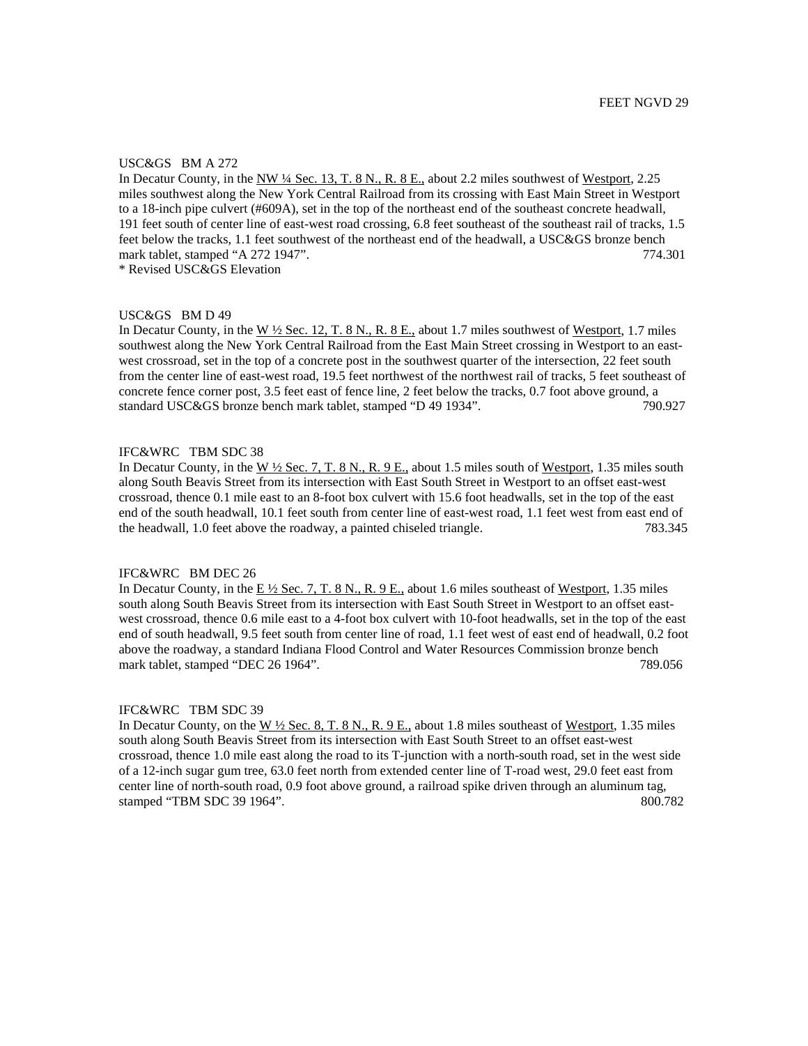FEET NGVD 29

USC&GS BM A 272
In Decatur County, in the NW ¼ Sec. 13, T. 8 N., R. 8 E., about 2.2 miles southwest of Westport, 2.25 miles southwest along the New York Central Railroad from its crossing with East Main Street in Westport to a 18-inch pipe culvert (#609A), set in the top of the northeast end of the southeast concrete headwall, 191 feet south of center line of east-west road crossing, 6.8 feet southeast of the southeast rail of tracks, 1.5 feet below the tracks, 1.1 feet southwest of the northeast end of the headwall, a USC&GS bronze bench mark tablet, stamped "A 272 1947". 774.301
* Revised USC&GS Elevation

USC&GS BM D 49
In Decatur County, in the W ½ Sec. 12, T. 8 N., R. 8 E., about 1.7 miles southwest of Westport, 1.7 miles southwest along the New York Central Railroad from the East Main Street crossing in Westport to an east-west crossroad, set in the top of a concrete post in the southwest quarter of the intersection, 22 feet south from the center line of east-west road, 19.5 feet northwest of the northwest rail of tracks, 5 feet southeast of concrete fence corner post, 3.5 feet east of fence line, 2 feet below the tracks, 0.7 foot above ground, a standard USC&GS bronze bench mark tablet, stamped "D 49 1934". 790.927

IFC&WRC TBM SDC 38
In Decatur County, in the W ½ Sec. 7, T. 8 N., R. 9 E., about 1.5 miles south of Westport, 1.35 miles south along South Beavis Street from its intersection with East South Street in Westport to an offset east-west crossroad, thence 0.1 mile east to an 8-foot box culvert with 15.6 foot headwalls, set in the top of the east end of the south headwall, 10.1 feet south from center line of east-west road, 1.1 feet west from east end of the headwall, 1.0 feet above the roadway, a painted chiseled triangle. 783.345

IFC&WRC BM DEC 26
In Decatur County, in the E ½ Sec. 7, T. 8 N., R. 9 E., about 1.6 miles southeast of Westport, 1.35 miles south along South Beavis Street from its intersection with East South Street in Westport to an offset east-west crossroad, thence 0.6 mile east to a 4-foot box culvert with 10-foot headwalls, set in the top of the east end of south headwall, 9.5 feet south from center line of road, 1.1 feet west of east end of headwall, 0.2 foot above the roadway, a standard Indiana Flood Control and Water Resources Commission bronze bench mark tablet, stamped "DEC 26 1964". 789.056

IFC&WRC TBM SDC 39
In Decatur County, on the W ½ Sec. 8, T. 8 N., R. 9 E., about 1.8 miles southeast of Westport, 1.35 miles south along South Beavis Street from its intersection with East South Street to an offset east-west crossroad, thence 1.0 mile east along the road to its T-junction with a north-south road, set in the west side of a 12-inch sugar gum tree, 63.0 feet north from extended center line of T-road west, 29.0 feet east from center line of north-south road, 0.9 foot above ground, a railroad spike driven through an aluminum tag, stamped "TBM SDC 39 1964". 800.782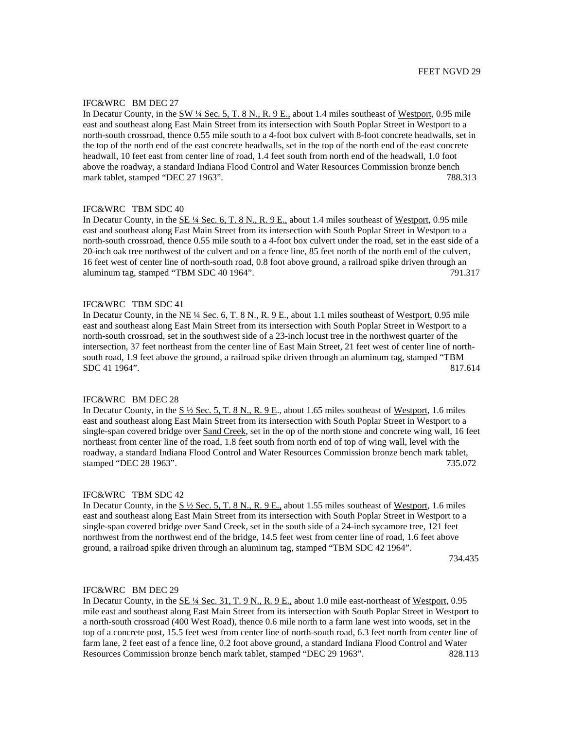FEET NGVD 29

IFC&WRC BM DEC 27
In Decatur County, in the SW ¼ Sec. 5, T. 8 N., R. 9 E., about 1.4 miles southeast of Westport, 0.95 mile east and southeast along East Main Street from its intersection with South Poplar Street in Westport to a north-south crossroad, thence 0.55 mile south to a 4-foot box culvert with 8-foot concrete headwalls, set in the top of the north end of the east concrete headwalls, set in the top of the north end of the east concrete headwall, 10 feet east from center line of road, 1.4 feet south from north end of the headwall, 1.0 foot above the roadway, a standard Indiana Flood Control and Water Resources Commission bronze bench mark tablet, stamped "DEC 27 1963". 788.313

IFC&WRC TBM SDC 40
In Decatur County, in the SE ¼ Sec. 6, T. 8 N., R. 9 E., about 1.4 miles southeast of Westport, 0.95 mile east and southeast along East Main Street from its intersection with South Poplar Street in Westport to a north-south crossroad, thence 0.55 mile south to a 4-foot box culvert under the road, set in the east side of a 20-inch oak tree northwest of the culvert and on a fence line, 85 feet north of the north end of the culvert, 16 feet west of center line of north-south road, 0.8 foot above ground, a railroad spike driven through an aluminum tag, stamped "TBM SDC 40 1964". 791.317

IFC&WRC TBM SDC 41
In Decatur County, in the NE ¼ Sec. 6, T. 8 N., R. 9 E., about 1.1 miles southeast of Westport, 0.95 mile east and southeast along East Main Street from its intersection with South Poplar Street in Westport to a north-south crossroad, set in the southwest side of a 23-inch locust tree in the northwest quarter of the intersection, 37 feet northeast from the center line of East Main Street, 21 feet west of center line of north-south road, 1.9 feet above the ground, a railroad spike driven through an aluminum tag, stamped "TBM SDC 41 1964". 817.614

IFC&WRC BM DEC 28
In Decatur County, in the S ½ Sec. 5, T. 8 N., R. 9 E., about 1.65 miles southeast of Westport, 1.6 miles east and southeast along East Main Street from its intersection with South Poplar Street in Westport to a single-span covered bridge over Sand Creek, set in the op of the north stone and concrete wing wall, 16 feet northeast from center line of the road, 1.8 feet south from north end of top of wing wall, level with the roadway, a standard Indiana Flood Control and Water Resources Commission bronze bench mark tablet, stamped "DEC 28 1963". 735.072

IFC&WRC TBM SDC 42
In Decatur County, in the S ½ Sec. 5, T. 8 N., R. 9 E., about 1.55 miles southeast of Westport, 1.6 miles east and southeast along East Main Street from its intersection with South Poplar Street in Westport to a single-span covered bridge over Sand Creek, set in the south side of a 24-inch sycamore tree, 121 feet northwest from the northwest end of the bridge, 14.5 feet west from center line of road, 1.6 feet above ground, a railroad spike driven through an aluminum tag, stamped "TBM SDC 42 1964". 734.435

IFC&WRC BM DEC 29
In Decatur County, in the SE ¼ Sec. 31, T. 9 N., R. 9 E., about 1.0 mile east-northeast of Westport, 0.95 mile east and southeast along East Main Street from its intersection with South Poplar Street in Westport to a north-south crossroad (400 West Road), thence 0.6 mile north to a farm lane west into woods, set in the top of a concrete post, 15.5 feet west from center line of north-south road, 6.3 feet north from center line of farm lane, 2 feet east of a fence line, 0.2 foot above ground, a standard Indiana Flood Control and Water Resources Commission bronze bench mark tablet, stamped "DEC 29 1963". 828.113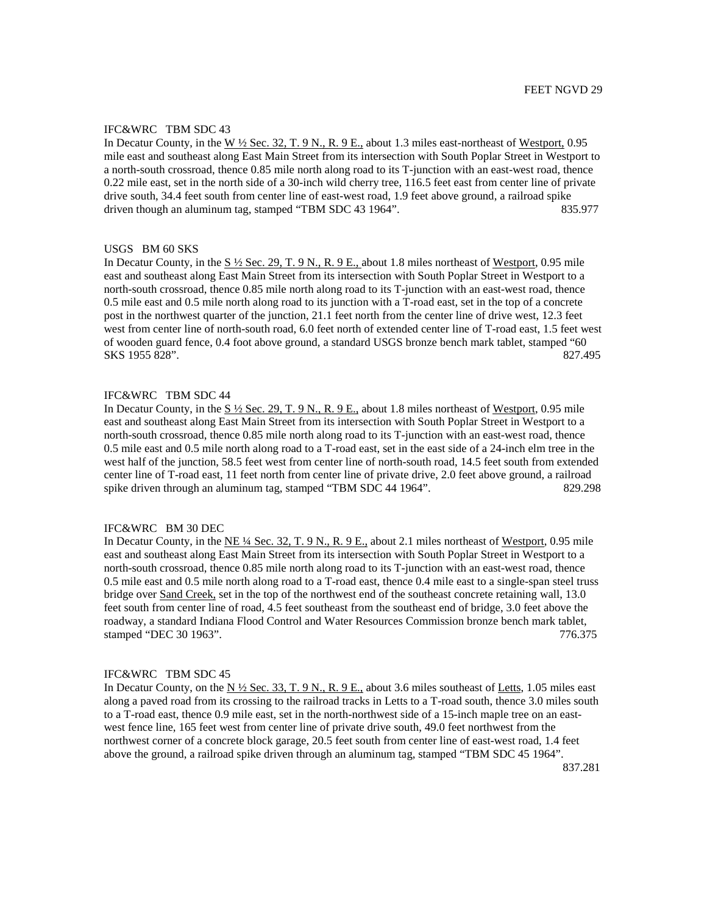FEET NGVD 29

IFC&WRC TBM SDC 43

In Decatur County, in the W ½ Sec. 32, T. 9 N., R. 9 E., about 1.3 miles east-northeast of Westport, 0.95 mile east and southeast along East Main Street from its intersection with South Poplar Street in Westport to a north-south crossroad, thence 0.85 mile north along road to its T-junction with an east-west road, thence 0.22 mile east, set in the north side of a 30-inch wild cherry tree, 116.5 feet east from center line of private drive south, 34.4 feet south from center line of east-west road, 1.9 feet above ground, a railroad spike driven though an aluminum tag, stamped "TBM SDC 43 1964". 835.977

USGS BM 60 SKS

In Decatur County, in the S ½ Sec. 29, T. 9 N., R. 9 E., about 1.8 miles northeast of Westport, 0.95 mile east and southeast along East Main Street from its intersection with South Poplar Street in Westport to a north-south crossroad, thence 0.85 mile north along road to its T-junction with an east-west road, thence 0.5 mile east and 0.5 mile north along road to its junction with a T-road east, set in the top of a concrete post in the northwest quarter of the junction, 21.1 feet north from the center line of drive west, 12.3 feet west from center line of north-south road, 6.0 feet north of extended center line of T-road east, 1.5 feet west of wooden guard fence, 0.4 foot above ground, a standard USGS bronze bench mark tablet, stamped "60 SKS 1955 828". 827.495

IFC&WRC TBM SDC 44

In Decatur County, in the S ½ Sec. 29, T. 9 N., R. 9 E., about 1.8 miles northeast of Westport, 0.95 mile east and southeast along East Main Street from its intersection with South Poplar Street in Westport to a north-south crossroad, thence 0.85 mile north along road to its T-junction with an east-west road, thence 0.5 mile east and 0.5 mile north along road to a T-road east, set in the east side of a 24-inch elm tree in the west half of the junction, 58.5 feet west from center line of north-south road, 14.5 feet south from extended center line of T-road east, 11 feet north from center line of private drive, 2.0 feet above ground, a railroad spike driven through an aluminum tag, stamped "TBM SDC 44 1964". 829.298

IFC&WRC BM 30 DEC

In Decatur County, in the NE ¼ Sec. 32, T. 9 N., R. 9 E., about 2.1 miles northeast of Westport, 0.95 mile east and southeast along East Main Street from its intersection with South Poplar Street in Westport to a north-south crossroad, thence 0.85 mile north along road to its T-junction with an east-west road, thence 0.5 mile east and 0.5 mile north along road to a T-road east, thence 0.4 mile east to a single-span steel truss bridge over Sand Creek, set in the top of the northwest end of the southeast concrete retaining wall, 13.0 feet south from center line of road, 4.5 feet southeast from the southeast end of bridge, 3.0 feet above the roadway, a standard Indiana Flood Control and Water Resources Commission bronze bench mark tablet, stamped "DEC 30 1963". 776.375

IFC&WRC TBM SDC 45

In Decatur County, on the N ½ Sec. 33, T. 9 N., R. 9 E., about 3.6 miles southeast of Letts, 1.05 miles east along a paved road from its crossing to the railroad tracks in Letts to a T-road south, thence 3.0 miles south to a T-road east, thence 0.9 mile east, set in the north-northwest side of a 15-inch maple tree on an east-west fence line, 165 feet west from center line of private drive south, 49.0 feet northwest from the northwest corner of a concrete block garage, 20.5 feet south from center line of east-west road, 1.4 feet above the ground, a railroad spike driven through an aluminum tag, stamped "TBM SDC 45 1964". 837.281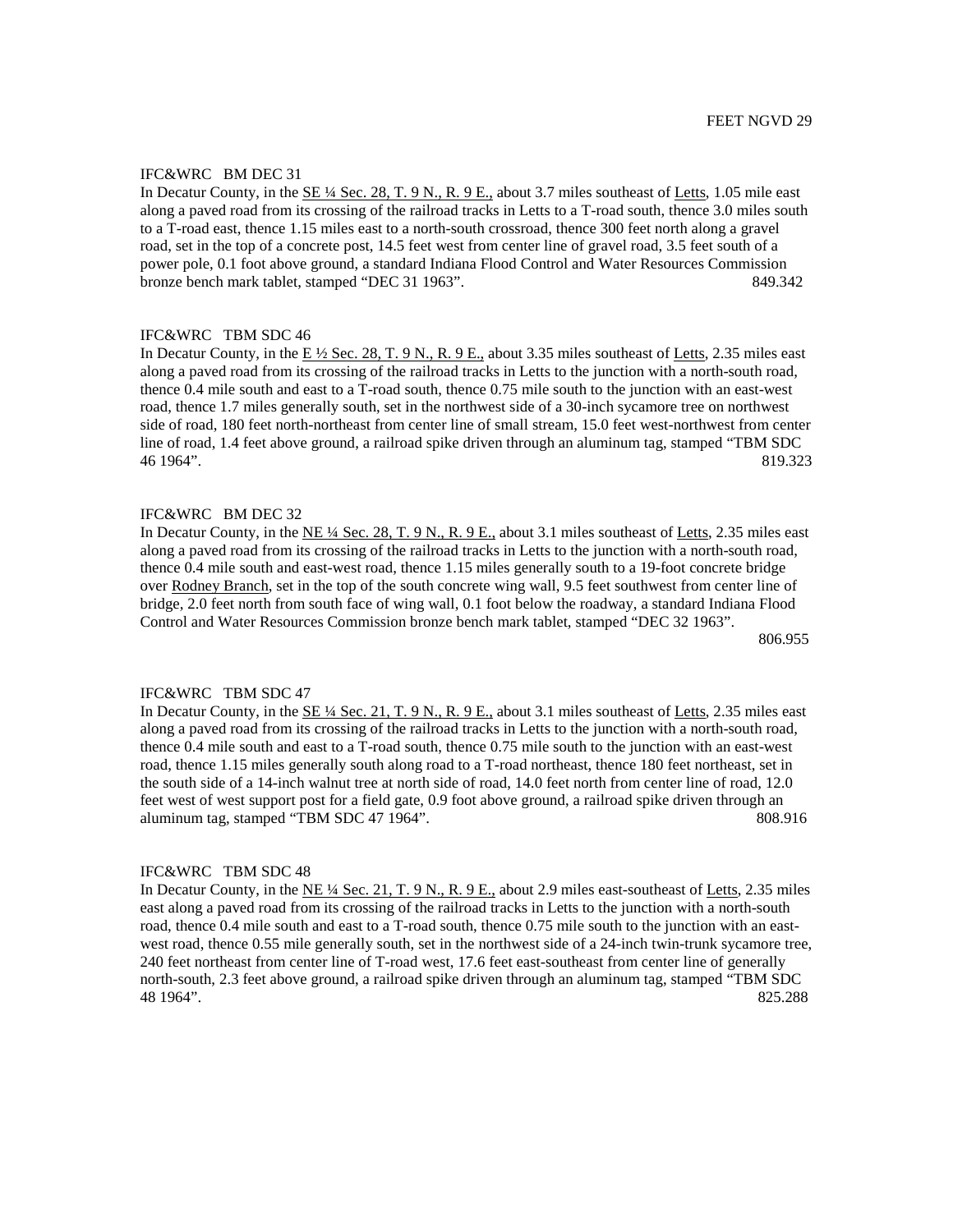FEET NGVD 29

IFC&WRC BM DEC 31

In Decatur County, in the SE ¼ Sec. 28, T. 9 N., R. 9 E., about 3.7 miles southeast of Letts, 1.05 mile east along a paved road from its crossing of the railroad tracks in Letts to a T-road south, thence 3.0 miles south to a T-road east, thence 1.15 miles east to a north-south crossroad, thence 300 feet north along a gravel road, set in the top of a concrete post, 14.5 feet west from center line of gravel road, 3.5 feet south of a power pole, 0.1 foot above ground, a standard Indiana Flood Control and Water Resources Commission bronze bench mark tablet, stamped "DEC 31 1963". 849.342

IFC&WRC TBM SDC 46

In Decatur County, in the E ½ Sec. 28, T. 9 N., R. 9 E., about 3.35 miles southeast of Letts, 2.35 miles east along a paved road from its crossing of the railroad tracks in Letts to the junction with a north-south road, thence 0.4 mile south and east to a T-road south, thence 0.75 mile south to the junction with an east-west road, thence 1.7 miles generally south, set in the northwest side of a 30-inch sycamore tree on northwest side of road, 180 feet north-northeast from center line of small stream, 15.0 feet west-northwest from center line of road, 1.4 feet above ground, a railroad spike driven through an aluminum tag, stamped "TBM SDC 46 1964". 819.323

IFC&WRC BM DEC 32

In Decatur County, in the NE ¼ Sec. 28, T. 9 N., R. 9 E., about 3.1 miles southeast of Letts, 2.35 miles east along a paved road from its crossing of the railroad tracks in Letts to the junction with a north-south road, thence 0.4 mile south and east-west road, thence 1.15 miles generally south to a 19-foot concrete bridge over Rodney Branch, set in the top of the south concrete wing wall, 9.5 feet southwest from center line of bridge, 2.0 feet north from south face of wing wall, 0.1 foot below the roadway, a standard Indiana Flood Control and Water Resources Commission bronze bench mark tablet, stamped "DEC 32 1963". 806.955

IFC&WRC TBM SDC 47

In Decatur County, in the SE ¼ Sec. 21, T. 9 N., R. 9 E., about 3.1 miles southeast of Letts, 2.35 miles east along a paved road from its crossing of the railroad tracks in Letts to the junction with a north-south road, thence 0.4 mile south and east to a T-road south, thence 0.75 mile south to the junction with an east-west road, thence 1.15 miles generally south along road to a T-road northeast, thence 180 feet northeast, set in the south side of a 14-inch walnut tree at north side of road, 14.0 feet north from center line of road, 12.0 feet west of west support post for a field gate, 0.9 foot above ground, a railroad spike driven through an aluminum tag, stamped "TBM SDC 47 1964". 808.916

IFC&WRC TBM SDC 48

In Decatur County, in the NE ¼ Sec. 21, T. 9 N., R. 9 E., about 2.9 miles east-southeast of Letts, 2.35 miles east along a paved road from its crossing of the railroad tracks in Letts to the junction with a north-south road, thence 0.4 mile south and east to a T-road south, thence 0.75 mile south to the junction with an east-west road, thence 0.55 mile generally south, set in the northwest side of a 24-inch twin-trunk sycamore tree, 240 feet northeast from center line of T-road west, 17.6 feet east-southeast from center line of generally north-south, 2.3 feet above ground, a railroad spike driven through an aluminum tag, stamped "TBM SDC 48 1964". 825.288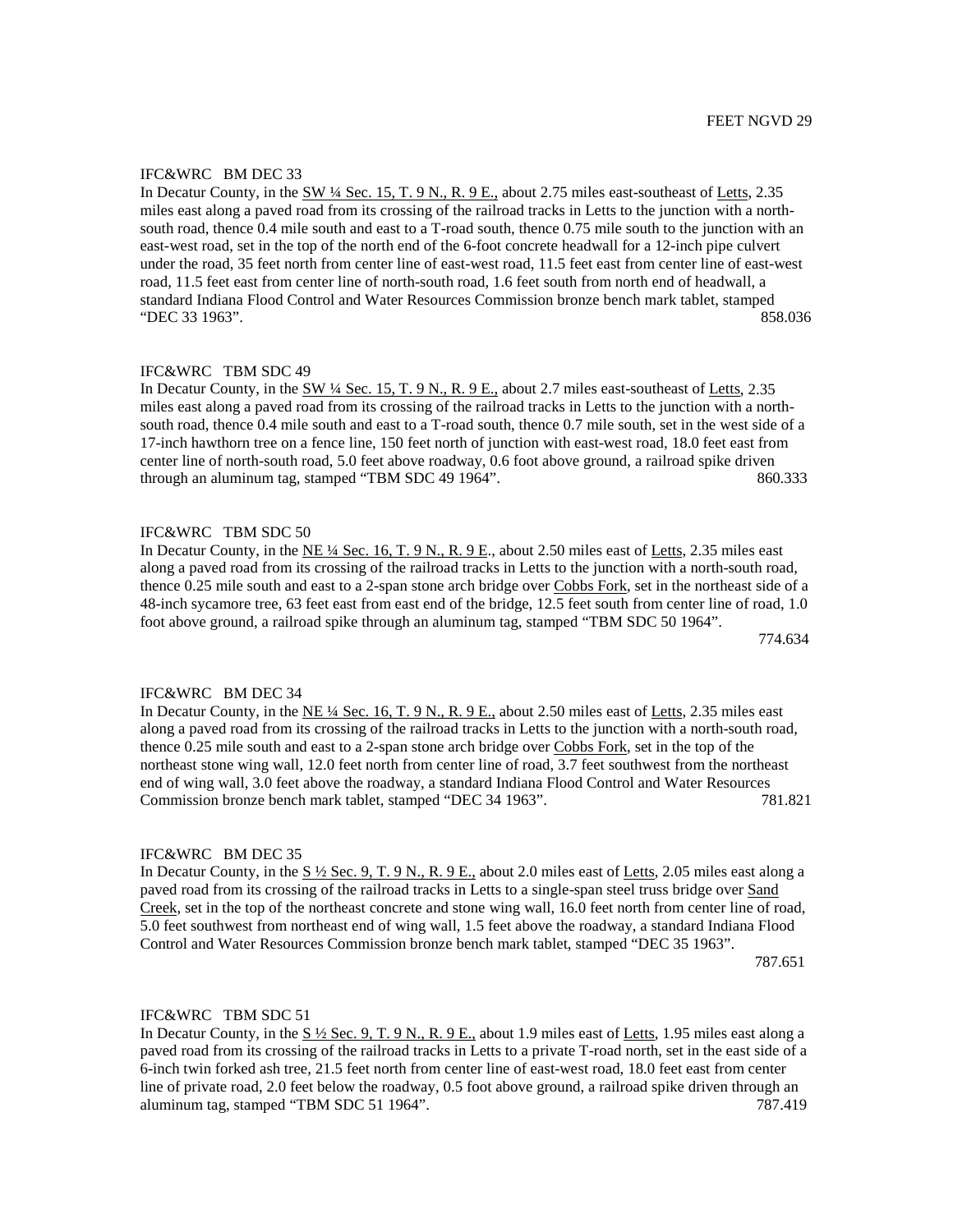FEET NGVD 29

IFC&WRC BM DEC 33

In Decatur County, in the SW ¼ Sec. 15, T. 9 N., R. 9 E., about 2.75 miles east-southeast of Letts, 2.35 miles east along a paved road from its crossing of the railroad tracks in Letts to the junction with a north-south road, thence 0.4 mile south and east to a T-road south, thence 0.75 mile south to the junction with an east-west road, set in the top of the north end of the 6-foot concrete headwall for a 12-inch pipe culvert under the road, 35 feet north from center line of east-west road, 11.5 feet east from center line of east-west road, 11.5 feet east from center line of north-south road, 1.6 feet south from north end of headwall, a standard Indiana Flood Control and Water Resources Commission bronze bench mark tablet, stamped "DEC 33 1963". 858.036

IFC&WRC TBM SDC 49

In Decatur County, in the SW ¼ Sec. 15, T. 9 N., R. 9 E., about 2.7 miles east-southeast of Letts, 2.35 miles east along a paved road from its crossing of the railroad tracks in Letts to the junction with a north-south road, thence 0.4 mile south and east to a T-road south, thence 0.7 mile south, set in the west side of a 17-inch hawthorn tree on a fence line, 150 feet north of junction with east-west road, 18.0 feet east from center line of north-south road, 5.0 feet above roadway, 0.6 foot above ground, a railroad spike driven through an aluminum tag, stamped "TBM SDC 49 1964". 860.333

IFC&WRC TBM SDC 50

In Decatur County, in the NE ¼ Sec. 16, T. 9 N., R. 9 E., about 2.50 miles east of Letts, 2.35 miles east along a paved road from its crossing of the railroad tracks in Letts to the junction with a north-south road, thence 0.25 mile south and east to a 2-span stone arch bridge over Cobbs Fork, set in the northeast side of a 48-inch sycamore tree, 63 feet east from east end of the bridge, 12.5 feet south from center line of road, 1.0 foot above ground, a railroad spike through an aluminum tag, stamped "TBM SDC 50 1964". 774.634

IFC&WRC BM DEC 34

In Decatur County, in the NE ¼ Sec. 16, T. 9 N., R. 9 E., about 2.50 miles east of Letts, 2.35 miles east along a paved road from its crossing of the railroad tracks in Letts to the junction with a north-south road, thence 0.25 mile south and east to a 2-span stone arch bridge over Cobbs Fork, set in the top of the northeast stone wing wall, 12.0 feet north from center line of road, 3.7 feet southwest from the northeast end of wing wall, 3.0 feet above the roadway, a standard Indiana Flood Control and Water Resources Commission bronze bench mark tablet, stamped "DEC 34 1963". 781.821

IFC&WRC BM DEC 35

In Decatur County, in the S ½ Sec. 9, T. 9 N., R. 9 E., about 2.0 miles east of Letts, 2.05 miles east along a paved road from its crossing of the railroad tracks in Letts to a single-span steel truss bridge over Sand Creek, set in the top of the northeast concrete and stone wing wall, 16.0 feet north from center line of road, 5.0 feet southwest from northeast end of wing wall, 1.5 feet above the roadway, a standard Indiana Flood Control and Water Resources Commission bronze bench mark tablet, stamped "DEC 35 1963". 787.651

IFC&WRC TBM SDC 51

In Decatur County, in the S ½ Sec. 9, T. 9 N., R. 9 E., about 1.9 miles east of Letts, 1.95 miles east along a paved road from its crossing of the railroad tracks in Letts to a private T-road north, set in the east side of a 6-inch twin forked ash tree, 21.5 feet north from center line of east-west road, 18.0 feet east from center line of private road, 2.0 feet below the roadway, 0.5 foot above ground, a railroad spike driven through an aluminum tag, stamped "TBM SDC 51 1964". 787.419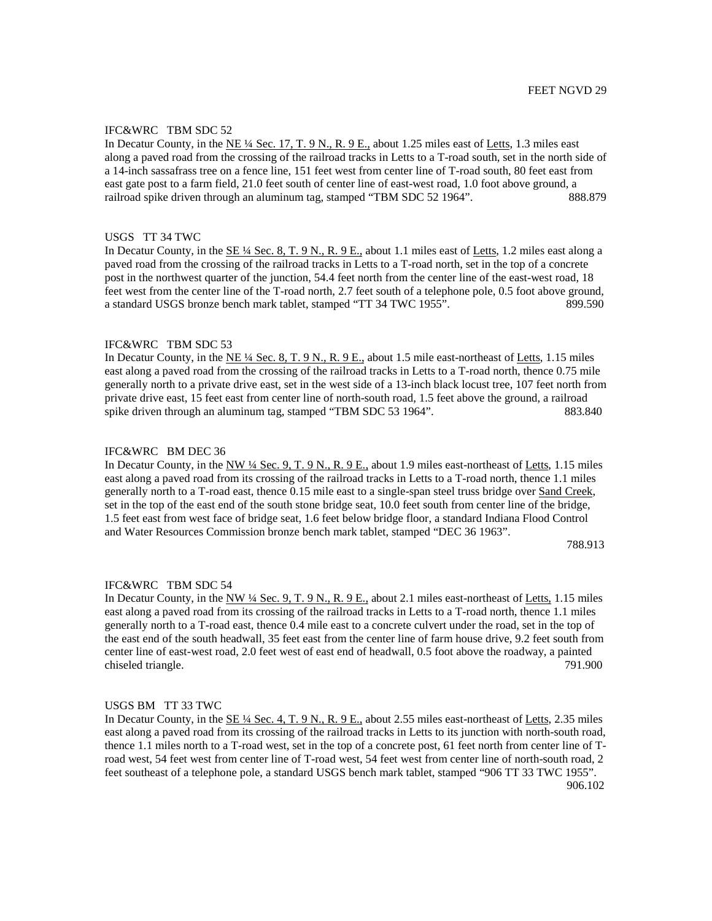FEET NGVD 29

IFC&WRC TBM SDC 52

In Decatur County, in the NE ¼ Sec. 17, T. 9 N., R. 9 E., about 1.25 miles east of Letts, 1.3 miles east along a paved road from the crossing of the railroad tracks in Letts to a T-road south, set in the north side of a 14-inch sassafrass tree on a fence line, 151 feet west from center line of T-road south, 80 feet east from east gate post to a farm field, 21.0 feet south of center line of east-west road, 1.0 foot above ground, a railroad spike driven through an aluminum tag, stamped "TBM SDC 52 1964". 888.879

USGS TT 34 TWC

In Decatur County, in the SE ¼ Sec. 8, T. 9 N., R. 9 E., about 1.1 miles east of Letts, 1.2 miles east along a paved road from the crossing of the railroad tracks in Letts to a T-road north, set in the top of a concrete post in the northwest quarter of the junction, 54.4 feet north from the center line of the east-west road, 18 feet west from the center line of the T-road north, 2.7 feet south of a telephone pole, 0.5 foot above ground, a standard USGS bronze bench mark tablet, stamped "TT 34 TWC 1955". 899.590

IFC&WRC TBM SDC 53

In Decatur County, in the NE ¼ Sec. 8, T. 9 N., R. 9 E., about 1.5 mile east-northeast of Letts, 1.15 miles east along a paved road from the crossing of the railroad tracks in Letts to a T-road north, thence 0.75 mile generally north to a private drive east, set in the west side of a 13-inch black locust tree, 107 feet north from private drive east, 15 feet east from center line of north-south road, 1.5 feet above the ground, a railroad spike driven through an aluminum tag, stamped "TBM SDC 53 1964". 883.840

IFC&WRC BM DEC 36

In Decatur County, in the NW ¼ Sec. 9, T. 9 N., R. 9 E., about 1.9 miles east-northeast of Letts, 1.15 miles east along a paved road from its crossing of the railroad tracks in Letts to a T-road north, thence 1.1 miles generally north to a T-road east, thence 0.15 mile east to a single-span steel truss bridge over Sand Creek, set in the top of the east end of the south stone bridge seat, 10.0 feet south from center line of the bridge, 1.5 feet east from west face of bridge seat, 1.6 feet below bridge floor, a standard Indiana Flood Control and Water Resources Commission bronze bench mark tablet, stamped "DEC 36 1963". 788.913

IFC&WRC TBM SDC 54

In Decatur County, in the NW ¼ Sec. 9, T. 9 N., R. 9 E., about 2.1 miles east-northeast of Letts, 1.15 miles east along a paved road from its crossing of the railroad tracks in Letts to a T-road north, thence 1.1 miles generally north to a T-road east, thence 0.4 mile east to a concrete culvert under the road, set in the top of the east end of the south headwall, 35 feet east from the center line of farm house drive, 9.2 feet south from center line of east-west road, 2.0 feet west of east end of headwall, 0.5 foot above the roadway, a painted chiseled triangle. 791.900

USGS BM TT 33 TWC

In Decatur County, in the SE ¼ Sec. 4, T. 9 N., R. 9 E., about 2.55 miles east-northeast of Letts, 2.35 miles east along a paved road from its crossing of the railroad tracks in Letts to its junction with north-south road, thence 1.1 miles north to a T-road west, set in the top of a concrete post, 61 feet north from center line of T-road west, 54 feet west from center line of T-road west, 54 feet west from center line of north-south road, 2 feet southeast of a telephone pole, a standard USGS bench mark tablet, stamped "906 TT 33 TWC 1955". 906.102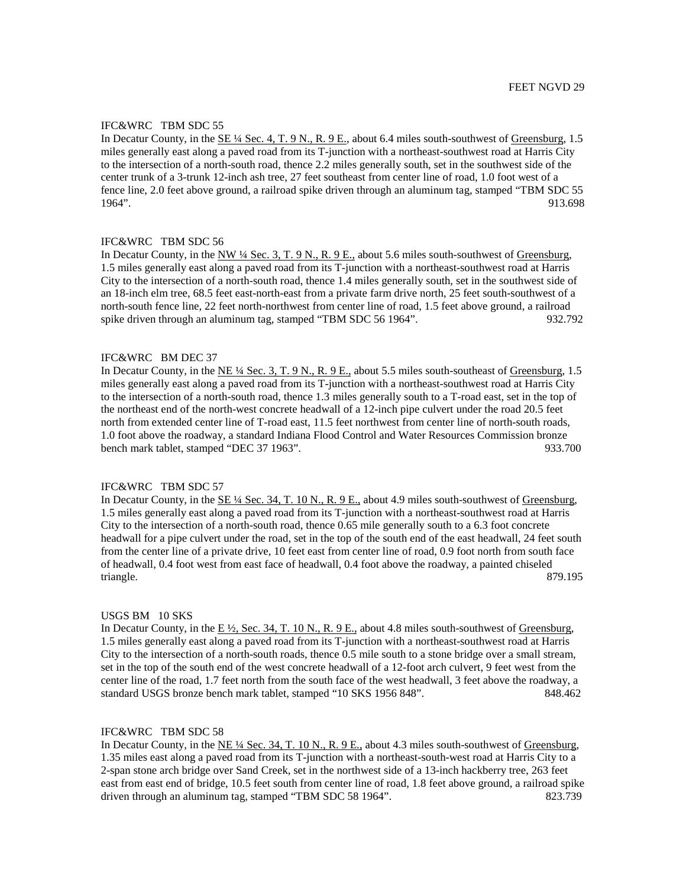FEET NGVD 29

IFC&WRC TBM SDC 55

In Decatur County, in the SE ¼ Sec. 4, T. 9 N., R. 9 E., about 6.4 miles south-southwest of Greensburg, 1.5 miles generally east along a paved road from its T-junction with a northeast-southwest road at Harris City to the intersection of a north-south road, thence 2.2 miles generally south, set in the southwest side of the center trunk of a 3-trunk 12-inch ash tree, 27 feet southeast from center line of road, 1.0 foot west of a fence line, 2.0 feet above ground, a railroad spike driven through an aluminum tag, stamped "TBM SDC 55 1964". 913.698

IFC&WRC TBM SDC 56

In Decatur County, in the NW ¼ Sec. 3, T. 9 N., R. 9 E., about 5.6 miles south-southwest of Greensburg, 1.5 miles generally east along a paved road from its T-junction with a northeast-southwest road at Harris City to the intersection of a north-south road, thence 1.4 miles generally south, set in the southwest side of an 18-inch elm tree, 68.5 feet east-north-east from a private farm drive north, 25 feet south-southwest of a north-south fence line, 22 feet north-northwest from center line of road, 1.5 feet above ground, a railroad spike driven through an aluminum tag, stamped "TBM SDC 56 1964". 932.792

IFC&WRC BM DEC 37

In Decatur County, in the NE ¼ Sec. 3, T. 9 N., R. 9 E., about 5.5 miles south-southeast of Greensburg, 1.5 miles generally east along a paved road from its T-junction with a northeast-southwest road at Harris City to the intersection of a north-south road, thence 1.3 miles generally south to a T-road east, set in the top of the northeast end of the north-west concrete headwall of a 12-inch pipe culvert under the road 20.5 feet north from extended center line of T-road east, 11.5 feet northwest from center line of north-south roads, 1.0 foot above the roadway, a standard Indiana Flood Control and Water Resources Commission bronze bench mark tablet, stamped "DEC 37 1963". 933.700

IFC&WRC TBM SDC 57

In Decatur County, in the SE ¼ Sec. 34, T. 10 N., R. 9 E., about 4.9 miles south-southwest of Greensburg, 1.5 miles generally east along a paved road from its T-junction with a northeast-southwest road at Harris City to the intersection of a north-south road, thence 0.65 mile generally south to a 6.3 foot concrete headwall for a pipe culvert under the road, set in the top of the south end of the east headwall, 24 feet south from the center line of a private drive, 10 feet east from center line of road, 0.9 foot north from south face of headwall, 0.4 foot west from east face of headwall, 0.4 foot above the roadway, a painted chiseled triangle. 879.195

USGS BM 10 SKS

In Decatur County, in the E ½, Sec. 34, T. 10 N., R. 9 E., about 4.8 miles south-southwest of Greensburg, 1.5 miles generally east along a paved road from its T-junction with a northeast-southwest road at Harris City to the intersection of a north-south roads, thence 0.5 mile south to a stone bridge over a small stream, set in the top of the south end of the west concrete headwall of a 12-foot arch culvert, 9 feet west from the center line of the road, 1.7 feet north from the south face of the west headwall, 3 feet above the roadway, a standard USGS bronze bench mark tablet, stamped "10 SKS 1956 848". 848.462

IFC&WRC TBM SDC 58

In Decatur County, in the NE ¼ Sec. 34, T. 10 N., R. 9 E., about 4.3 miles south-southwest of Greensburg, 1.35 miles east along a paved road from its T-junction with a northeast-south-west road at Harris City to a 2-span stone arch bridge over Sand Creek, set in the northwest side of a 13-inch hackberry tree, 263 feet east from east end of bridge, 10.5 feet south from center line of road, 1.8 feet above ground, a railroad spike driven through an aluminum tag, stamped "TBM SDC 58 1964". 823.739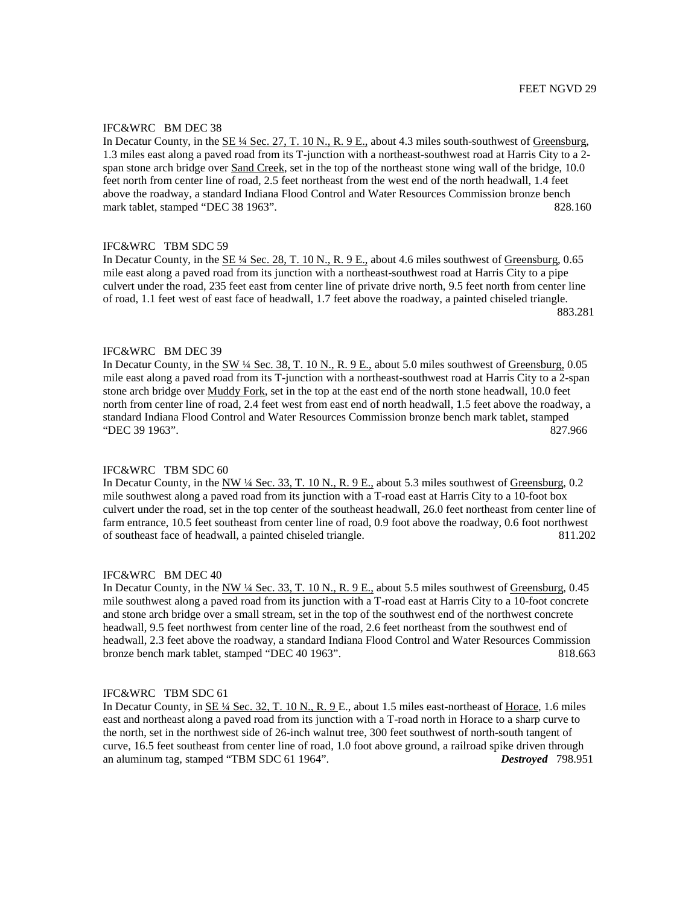FEET NGVD 29

IFC&WRC BM DEC 38

In Decatur County, in the SE ¼ Sec. 27, T. 10 N., R. 9 E., about 4.3 miles south-southwest of Greensburg, 1.3 miles east along a paved road from its T-junction with a northeast-southwest road at Harris City to a 2-span stone arch bridge over Sand Creek, set in the top of the northeast stone wing wall of the bridge, 10.0 feet north from center line of road, 2.5 feet northeast from the west end of the north headwall, 1.4 feet above the roadway, a standard Indiana Flood Control and Water Resources Commission bronze bench mark tablet, stamped “DEC 38 1963”. 828.160

IFC&WRC TBM SDC 59

In Decatur County, in the SE ¼ Sec. 28, T. 10 N., R. 9 E., about 4.6 miles southwest of Greensburg, 0.65 mile east along a paved road from its junction with a northeast-southwest road at Harris City to a pipe culvert under the road, 235 feet east from center line of private drive north, 9.5 feet north from center line of road, 1.1 feet west of east face of headwall, 1.7 feet above the roadway, a painted chiseled triangle. 883.281

IFC&WRC BM DEC 39

In Decatur County, in the SW ¼ Sec. 38, T. 10 N., R. 9 E., about 5.0 miles southwest of Greensburg, 0.05 mile east along a paved road from its T-junction with a northeast-southwest road at Harris City to a 2-span stone arch bridge over Muddy Fork, set in the top at the east end of the north stone headwall, 10.0 feet north from center line of road, 2.4 feet west from east end of north headwall, 1.5 feet above the roadway, a standard Indiana Flood Control and Water Resources Commission bronze bench mark tablet, stamped “DEC 39 1963”. 827.966

IFC&WRC TBM SDC 60

In Decatur County, in the NW ¼ Sec. 33, T. 10 N., R. 9 E., about 5.3 miles southwest of Greensburg, 0.2 mile southwest along a paved road from its junction with a T-road east at Harris City to a 10-foot box culvert under the road, set in the top center of the southeast headwall, 26.0 feet northeast from center line of farm entrance, 10.5 feet southeast from center line of road, 0.9 foot above the roadway, 0.6 foot northwest of southeast face of headwall, a painted chiseled triangle. 811.202

IFC&WRC BM DEC 40

In Decatur County, in the NW ¼ Sec. 33, T. 10 N., R. 9 E., about 5.5 miles southwest of Greensburg, 0.45 mile southwest along a paved road from its junction with a T-road east at Harris City to a 10-foot concrete and stone arch bridge over a small stream, set in the top of the southwest end of the northwest concrete headwall, 9.5 feet northwest from center line of the road, 2.6 feet northeast from the southwest end of headwall, 2.3 feet above the roadway, a standard Indiana Flood Control and Water Resources Commission bronze bench mark tablet, stamped “DEC 40 1963”. 818.663

IFC&WRC TBM SDC 61

In Decatur County, in SE ¼ Sec. 32, T. 10 N., R. 9 E., about 1.5 miles east-northeast of Horace, 1.6 miles east and northeast along a paved road from its junction with a T-road north in Horace to a sharp curve to the north, set in the northwest side of 26-inch walnut tree, 300 feet southwest of north-south tangent of curve, 16.5 feet southeast from center line of road, 1.0 foot above ground, a railroad spike driven through an aluminum tag, stamped “TBM SDC 61 1964”. ***Destroyed*** 798.951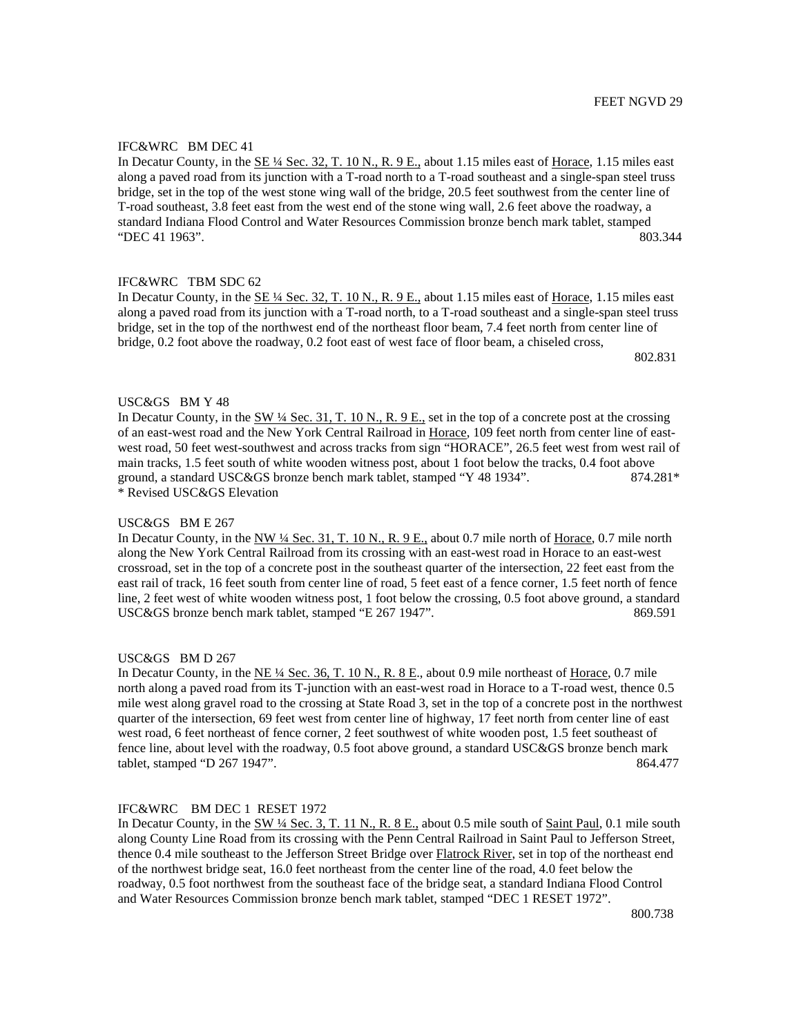FEET NGVD 29

IFC&WRC BM DEC 41

In Decatur County, in the SE ¼ Sec. 32, T. 10 N., R. 9 E., about 1.15 miles east of Horace, 1.15 miles east along a paved road from its junction with a T-road north to a T-road southeast and a single-span steel truss bridge, set in the top of the west stone wing wall of the bridge, 20.5 feet southwest from the center line of T-road southeast, 3.8 feet east from the west end of the stone wing wall, 2.6 feet above the roadway, a standard Indiana Flood Control and Water Resources Commission bronze bench mark tablet, stamped "DEC 41 1963". 803.344

IFC&WRC TBM SDC 62

In Decatur County, in the SE ¼ Sec. 32, T. 10 N., R. 9 E., about 1.15 miles east of Horace, 1.15 miles east along a paved road from its junction with a T-road north, to a T-road southeast and a single-span steel truss bridge, set in the top of the northwest end of the northeast floor beam, 7.4 feet north from center line of bridge, 0.2 foot above the roadway, 0.2 foot east of west face of floor beam, a chiseled cross, 802.831

USC&GS BM Y 48

In Decatur County, in the SW ¼ Sec. 31, T. 10 N., R. 9 E., set in the top of a concrete post at the crossing of an east-west road and the New York Central Railroad in Horace, 109 feet north from center line of east-west road, 50 feet west-southwest and across tracks from sign "HORACE", 26.5 feet west from west rail of main tracks, 1.5 feet south of white wooden witness post, about 1 foot below the tracks, 0.4 foot above ground, a standard USC&GS bronze bench mark tablet, stamped "Y 48 1934". 874.281*

\* Revised USC&GS Elevation

USC&GS BM E 267

In Decatur County, in the NW ¼ Sec. 31, T. 10 N., R. 9 E., about 0.7 mile north of Horace, 0.7 mile north along the New York Central Railroad from its crossing with an east-west road in Horace to an east-west crossroad, set in the top of a concrete post in the southeast quarter of the intersection, 22 feet east from the east rail of track, 16 feet south from center line of road, 5 feet east of a fence corner, 1.5 feet north of fence line, 2 feet west of white wooden witness post, 1 foot below the crossing, 0.5 foot above ground, a standard USC&GS bronze bench mark tablet, stamped "E 267 1947". 869.591

USC&GS BM D 267

In Decatur County, in the NE ¼ Sec. 36, T. 10 N., R. 8 E., about 0.9 mile northeast of Horace, 0.7 mile north along a paved road from its T-junction with an east-west road in Horace to a T-road west, thence 0.5 mile west along gravel road to the crossing at State Road 3, set in the top of a concrete post in the northwest quarter of the intersection, 69 feet west from center line of highway, 17 feet north from center line of east west road, 6 feet northeast of fence corner, 2 feet southwest of white wooden post, 1.5 feet southeast of fence line, about level with the roadway, 0.5 foot above ground, a standard USC&GS bronze bench mark tablet, stamped "D 267 1947". 864.477

IFC&WRC BM DEC 1 RESET 1972

In Decatur County, in the SW ¼ Sec. 3, T. 11 N., R. 8 E., about 0.5 mile south of Saint Paul, 0.1 mile south along County Line Road from its crossing with the Penn Central Railroad in Saint Paul to Jefferson Street, thence 0.4 mile southeast to the Jefferson Street Bridge over Flatrock River, set in top of the northeast end of the northwest bridge seat, 16.0 feet northeast from the center line of the road, 4.0 feet below the roadway, 0.5 foot northwest from the southeast face of the bridge seat, a standard Indiana Flood Control and Water Resources Commission bronze bench mark tablet, stamped "DEC 1 RESET 1972". 800.738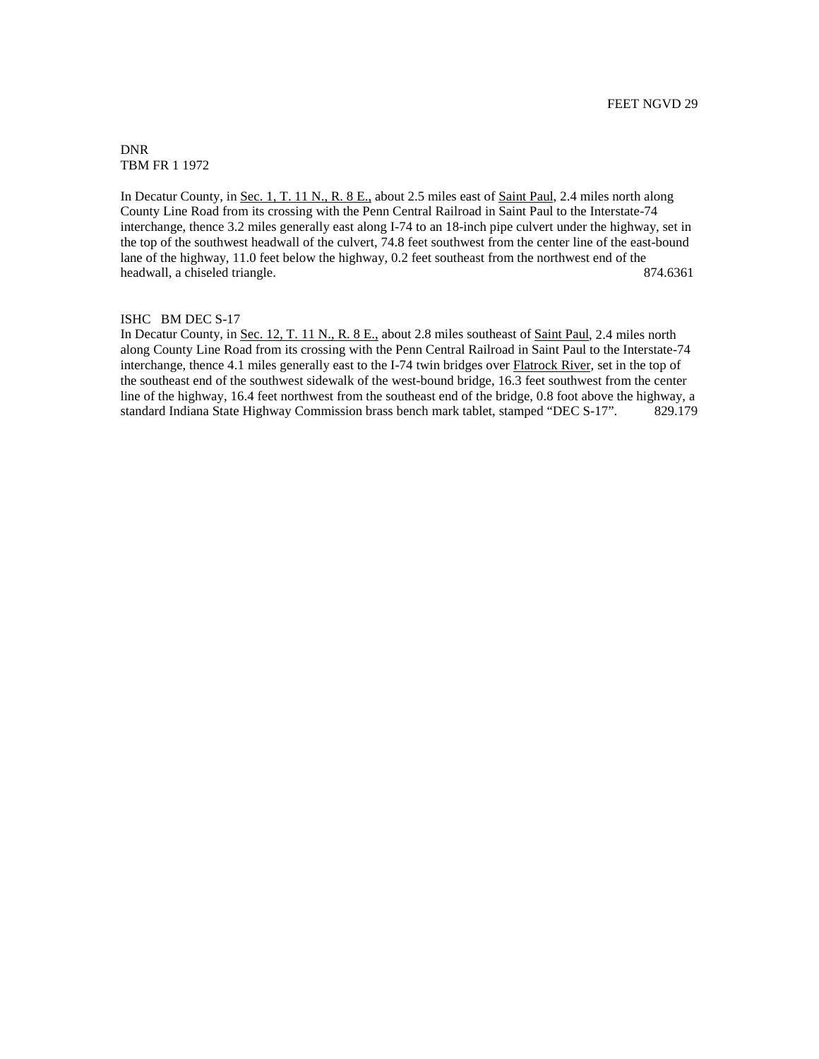FEET NGVD 29

DNR
TBM FR 1 1972

In Decatur County, in Sec. 1, T. 11 N., R. 8 E., about 2.5 miles east of Saint Paul, 2.4 miles north along County Line Road from its crossing with the Penn Central Railroad in Saint Paul to the Interstate-74 interchange, thence 3.2 miles generally east along I-74 to an 18-inch pipe culvert under the highway, set in the top of the southwest headwall of the culvert, 74.8 feet southwest from the center line of the east-bound lane of the highway, 11.0 feet below the highway, 0.2 feet southeast from the northwest end of the headwall, a chiseled triangle. 874.6361

ISHC BM DEC S-17
In Decatur County, in Sec. 12, T. 11 N., R. 8 E., about 2.8 miles southeast of Saint Paul, 2.4 miles north along County Line Road from its crossing with the Penn Central Railroad in Saint Paul to the Interstate-74 interchange, thence 4.1 miles generally east to the I-74 twin bridges over Flatrock River, set in the top of the southeast end of the southwest sidewalk of the west-bound bridge, 16.3 feet southwest from the center line of the highway, 16.4 feet northwest from the southeast end of the bridge, 0.8 foot above the highway, a standard Indiana State Highway Commission brass bench mark tablet, stamped "DEC S-17". 829.179